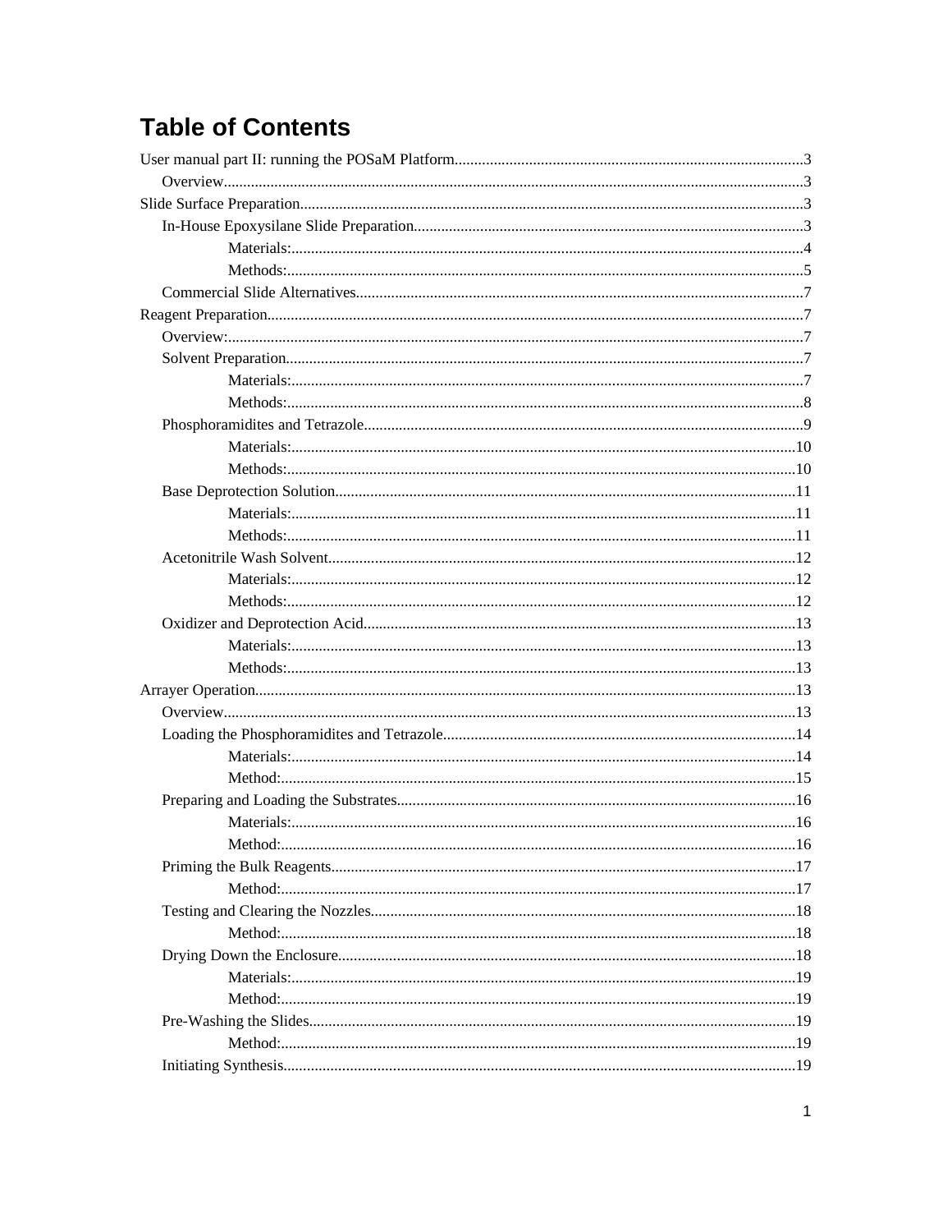# Table of Contents

User manual part II: running the POSaM Platform........................................................................................3

- Overview..................................................................................................................................3

Slide Surface Preparation...............................................................................................................3

- In-House Epoxysilane Slide Preparation..................................................................................3
  - Materials:.................................................................................................................4
  - Methods:..................................................................................................................5
- Commercial Slide Alternatives.................................................................................................7

Reagent Preparation.......................................................................................................................7

- Overview:.................................................................................................................................7
- Solvent Preparation..................................................................................................................7
  - Materials:.................................................................................................................7
  - Methods:..................................................................................................................8
- Phosphoramidites and Tetrazole..............................................................................................9
  - Materials:...............................................................................................................10
  - Methods:................................................................................................................10
- Base Deprotection Solution....................................................................................................11
  - Materials:...............................................................................................................11
  - Methods:................................................................................................................11
- Acetonitrile Wash Solvent......................................................................................................12
  - Materials:...............................................................................................................12
  - Methods:................................................................................................................12
- Oxidizer and Deprotection Acid.............................................................................................13
  - Materials:...............................................................................................................13
  - Methods:................................................................................................................13

Arrayer Operation........................................................................................................................13

- Overview................................................................................................................................13
- Loading the Phosphoramidites and Tetrazole.........................................................................14
  - Materials:...............................................................................................................14
  - Method:..................................................................................................................15
- Preparing and Loading the Substrates.....................................................................................16
  - Materials:...............................................................................................................16
  - Method:..................................................................................................................16
- Priming the Bulk Reagents......................................................................................................17
  - Method:..................................................................................................................17
- Testing and Clearing the Nozzles...........................................................................................18
  - Method:..................................................................................................................18
- Drying Down the Enclosure...................................................................................................18
  - Materials:...............................................................................................................19
  - Method:..................................................................................................................19
- Pre-Washing the Slides...........................................................................................................19
  - Method:..................................................................................................................19
- Initiating Synthesis.................................................................................................................19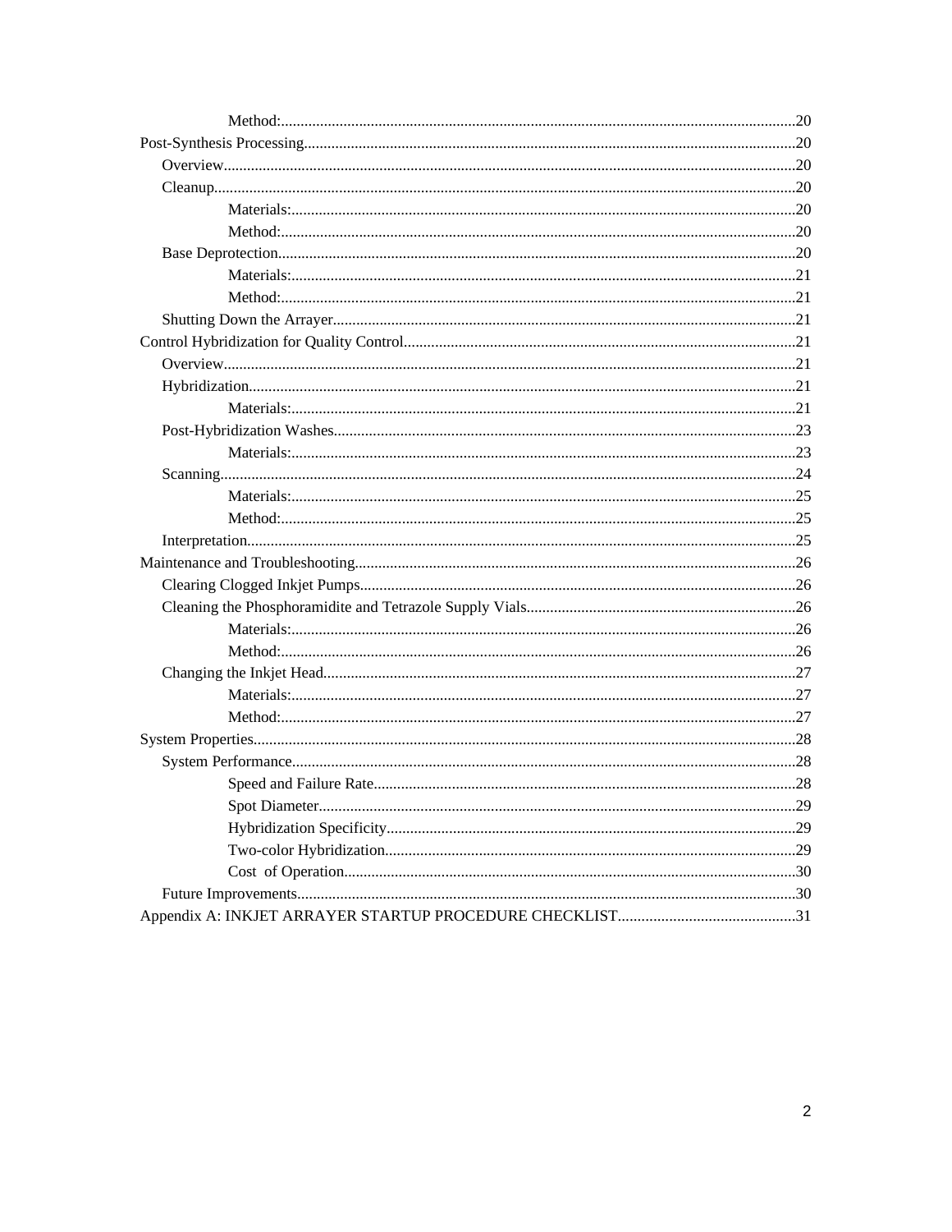Method: 20

Post-Synthesis Processing 20

- Overview 20
- Cleanup 20
  - Materials: 20
  - Method: 20
- Base Deprotection 20
  - Materials: 21
  - Method: 21
- Shutting Down the Arrayer 21

Control Hybridization for Quality Control 21

- Overview 21
- Hybridization 21
  - Materials: 21
- Post-Hybridization Washes 23
  - Materials: 23
- Scanning 24
  - Materials: 25
  - Method: 25
- Interpretation 25

Maintenance and Troubleshooting 26

- Clearing Clogged Inkjet Pumps 26
- Cleaning the Phosphoramidite and Tetrazole Supply Vials 26
  - Materials: 26
  - Method: 26
- Changing the Inkjet Head 27
  - Materials: 27
  - Method: 27

System Properties 28

- System Performance 28
  - Speed and Failure Rate 28
  - Spot Diameter 29
  - Hybridization Specificity 29
  - Two-color Hybridization 29
  - Cost of Operation 30
- Future Improvements 30

Appendix A: INKJET ARRAYER STARTUP PROCEDURE CHECKLIST 31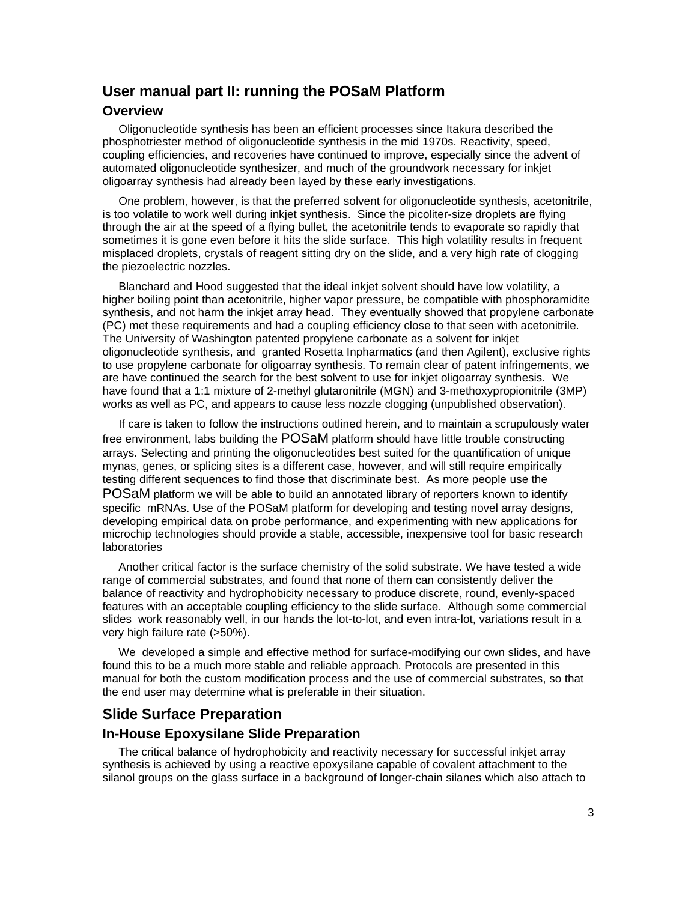## User manual part II: running the POSaM Platform

### Overview

Oligonucleotide synthesis has been an efficient processes since Itakura described the phosphotriester method of oligonucleotide synthesis in the mid 1970s. Reactivity, speed, coupling efficiencies, and recoveries have continued to improve, especially since the advent of automated oligonucleotide synthesizer, and much of the groundwork necessary for inkjet oligoarray synthesis had already been layed by these early investigations.

One problem, however, is that the preferred solvent for oligonucleotide synthesis, acetonitrile, is too volatile to work well during inkjet synthesis. Since the picoliter-size droplets are flying through the air at the speed of a flying bullet, the acetonitrile tends to evaporate so rapidly that sometimes it is gone even before it hits the slide surface. This high volatility results in frequent misplaced droplets, crystals of reagent sitting dry on the slide, and a very high rate of clogging the piezoelectric nozzles.

Blanchard and Hood suggested that the ideal inkjet solvent should have low volatility, a higher boiling point than acetonitrile, higher vapor pressure, be compatible with phosphoramidite synthesis, and not harm the inkjet array head. They eventually showed that propylene carbonate (PC) met these requirements and had a coupling efficiency close to that seen with acetonitrile. The University of Washington patented propylene carbonate as a solvent for inkjet oligonucleotide synthesis, and granted Rosetta Inpharmatics (and then Agilent), exclusive rights to use propylene carbonate for oligoarray synthesis. To remain clear of patent infringements, we are have continued the search for the best solvent to use for inkjet oligoarray synthesis. We have found that a 1:1 mixture of 2-methyl glutaronitrile (MGN) and 3-methoxypropionitrile (3MP) works as well as PC, and appears to cause less nozzle clogging (unpublished observation).

If care is taken to follow the instructions outlined herein, and to maintain a scrupulously water free environment, labs building the POSaM platform should have little trouble constructing arrays. Selecting and printing the oligonucleotides best suited for the quantification of unique mynas, genes, or splicing sites is a different case, however, and will still require empirically testing different sequences to find those that discriminate best. As more people use the POSaM platform we will be able to build an annotated library of reporters known to identify specific mRNAs. Use of the POSaM platform for developing and testing novel array designs, developing empirical data on probe performance, and experimenting with new applications for microchip technologies should provide a stable, accessible, inexpensive tool for basic research laboratories

Another critical factor is the surface chemistry of the solid substrate. We have tested a wide range of commercial substrates, and found that none of them can consistently deliver the balance of reactivity and hydrophobicity necessary to produce discrete, round, evenly-spaced features with an acceptable coupling efficiency to the slide surface. Although some commercial slides work reasonably well, in our hands the lot-to-lot, and even intra-lot, variations result in a very high failure rate (>50%).

We developed a simple and effective method for surface-modifying our own slides, and have found this to be a much more stable and reliable approach. Protocols are presented in this manual for both the custom modification process and the use of commercial substrates, so that the end user may determine what is preferable in their situation.

## Slide Surface Preparation

### In-House Epoxysilane Slide Preparation

The critical balance of hydrophobicity and reactivity necessary for successful inkjet array synthesis is achieved by using a reactive epoxysilane capable of covalent attachment to the silanol groups on the glass surface in a background of longer-chain silanes which also attach to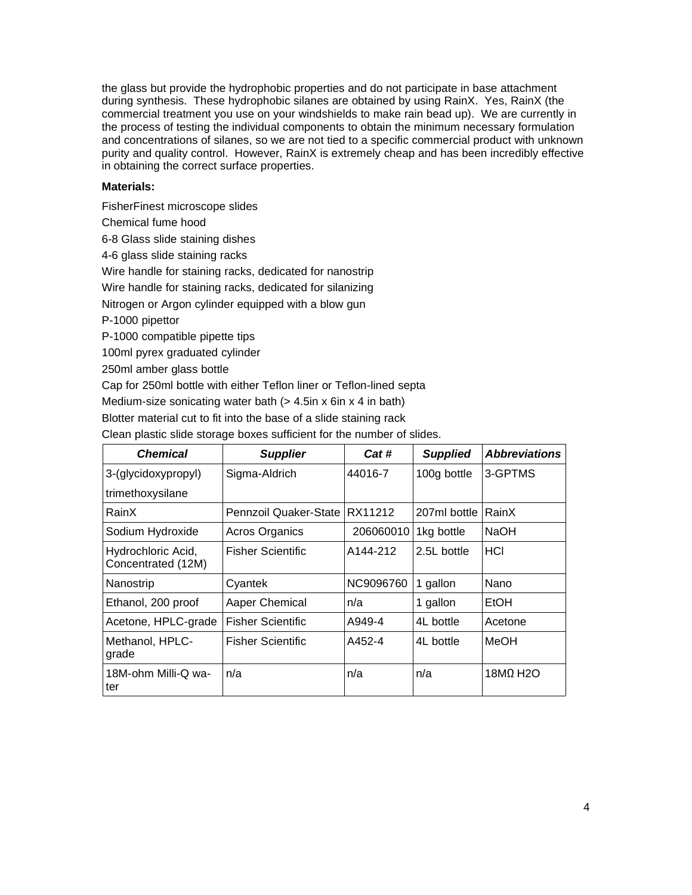the glass but provide the hydrophobic properties and do not participate in base attachment during synthesis. These hydrophobic silanes are obtained by using RainX. Yes, RainX (the commercial treatment you use on your windshields to make rain bead up). We are currently in the process of testing the individual components to obtain the minimum necessary formulation and concentrations of silanes, so we are not tied to a specific commercial product with unknown purity and quality control. However, RainX is extremely cheap and has been incredibly effective in obtaining the correct surface properties.

**Materials:**

FisherFinest microscope slides

Chemical fume hood

6-8 Glass slide staining dishes

4-6 glass slide staining racks

Wire handle for staining racks, dedicated for nanostrip

Wire handle for staining racks, dedicated for silanizing

Nitrogen or Argon cylinder equipped with a blow gun

P-1000 pipettor

P-1000 compatible pipette tips

100ml pyrex graduated cylinder

250ml amber glass bottle

Cap for 250ml bottle with either Teflon liner or Teflon-lined septa

Medium-size sonicating water bath (> 4.5in x 6in x 4 in bath)

Blotter material cut to fit into the base of a slide staining rack

Clean plastic slide storage boxes sufficient for the number of slides.

| ***Chemical*** | ***Supplier*** | ***Cat #*** | ***Supplied*** | ***Abbreviations*** |
|---|---|---|---|---|
| 3-(glycidoxypropyl) trimethoxysilane | Sigma-Aldrich | 44016-7 | 100g bottle | 3-GPTMS |
| RainX | Pennzoil Quaker-State | RX11212 | 207ml bottle | RainX |
| Sodium Hydroxide | Acros Organics | 206060010 | 1kg bottle | NaOH |
| Hydrochloric Acid, Concentrated (12M) | Fisher Scientific | A144-212 | 2.5L bottle | HCl |
| Nanostrip | Cyantek | NC9096760 | 1 gallon | Nano |
| Ethanol, 200 proof | Aaper Chemical | n/a | 1 gallon | EtOH |
| Acetone, HPLC-grade | Fisher Scientific | A949-4 | 4L bottle | Acetone |
| Methanol, HPLC-grade | Fisher Scientific | A452-4 | 4L bottle | MeOH |
| 18M-ohm Milli-Q water | n/a | n/a | n/a | 18MΩ H2O |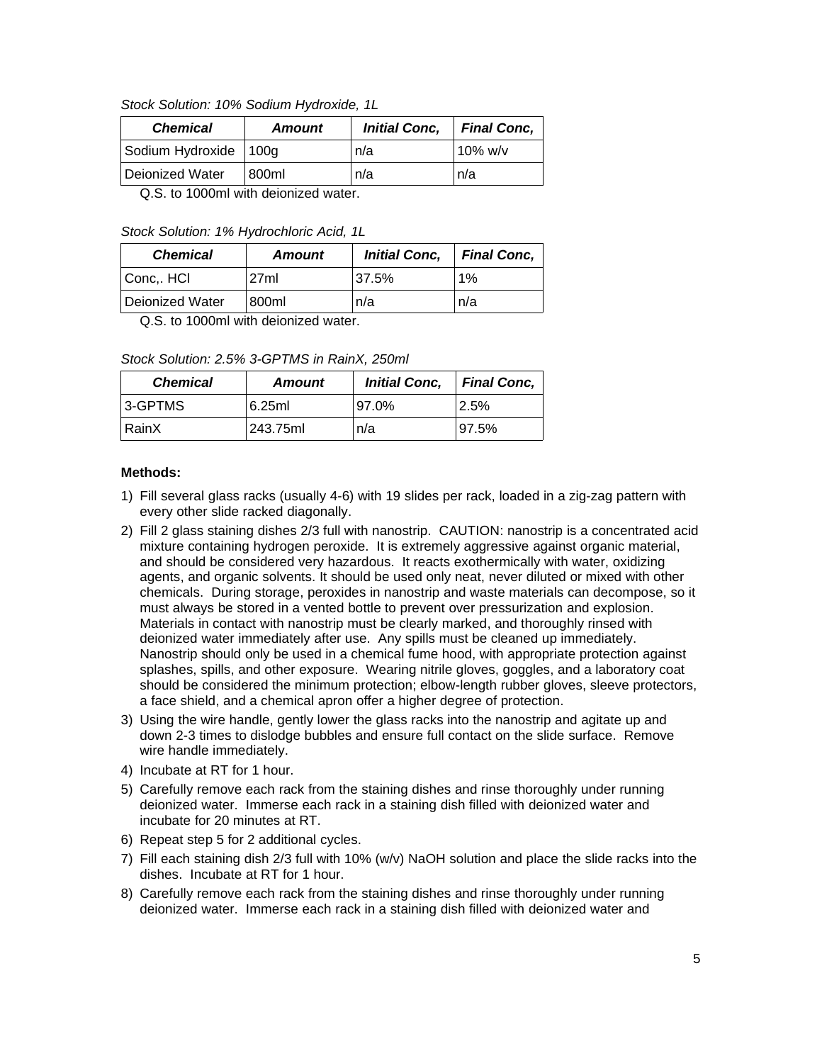*Stock Solution: 10% Sodium Hydroxide, 1L*

| ***Chemical*** | ***Amount*** | ***Initial Conc,*** | ***Final Conc,*** |
|---|---|---|---|
| Sodium Hydroxide | 100g | n/a | 10% w/v |
| Deionized Water | 800ml | n/a | n/a |

Q.S. to 1000ml with deionized water.

*Stock Solution: 1% Hydrochloric Acid, 1L*

| ***Chemical*** | ***Amount*** | ***Initial Conc,*** | ***Final Conc,*** |
|---|---|---|---|
| Conc,. HCl | 27ml | 37.5% | 1% |
| Deionized Water | 800ml | n/a | n/a |

Q.S. to 1000ml with deionized water.

*Stock Solution: 2.5% 3-GPTMS in RainX, 250ml*

| ***Chemical*** | ***Amount*** | ***Initial Conc,*** | ***Final Conc,*** |
|---|---|---|---|
| 3-GPTMS | 6.25ml | 97.0% | 2.5% |
| RainX | 243.75ml | n/a | 97.5% |

**Methods:**

1) Fill several glass racks (usually 4-6) with 19 slides per rack, loaded in a zig-zag pattern with every other slide racked diagonally.
2) Fill 2 glass staining dishes 2/3 full with nanostrip. CAUTION: nanostrip is a concentrated acid mixture containing hydrogen peroxide. It is extremely aggressive against organic material, and should be considered very hazardous. It reacts exothermically with water, oxidizing agents, and organic solvents. It should be used only neat, never diluted or mixed with other chemicals. During storage, peroxides in nanostrip and waste materials can decompose, so it must always be stored in a vented bottle to prevent over pressurization and explosion. Materials in contact with nanostrip must be clearly marked, and thoroughly rinsed with deionized water immediately after use. Any spills must be cleaned up immediately. Nanostrip should only be used in a chemical fume hood, with appropriate protection against splashes, spills, and other exposure. Wearing nitrile gloves, goggles, and a laboratory coat should be considered the minimum protection; elbow-length rubber gloves, sleeve protectors, a face shield, and a chemical apron offer a higher degree of protection.
3) Using the wire handle, gently lower the glass racks into the nanostrip and agitate up and down 2-3 times to dislodge bubbles and ensure full contact on the slide surface. Remove wire handle immediately.
4) Incubate at RT for 1 hour.
5) Carefully remove each rack from the staining dishes and rinse thoroughly under running deionized water. Immerse each rack in a staining dish filled with deionized water and incubate for 20 minutes at RT.
6) Repeat step 5 for 2 additional cycles.
7) Fill each staining dish 2/3 full with 10% (w/v) NaOH solution and place the slide racks into the dishes. Incubate at RT for 1 hour.
8) Carefully remove each rack from the staining dishes and rinse thoroughly under running deionized water. Immerse each rack in a staining dish filled with deionized water and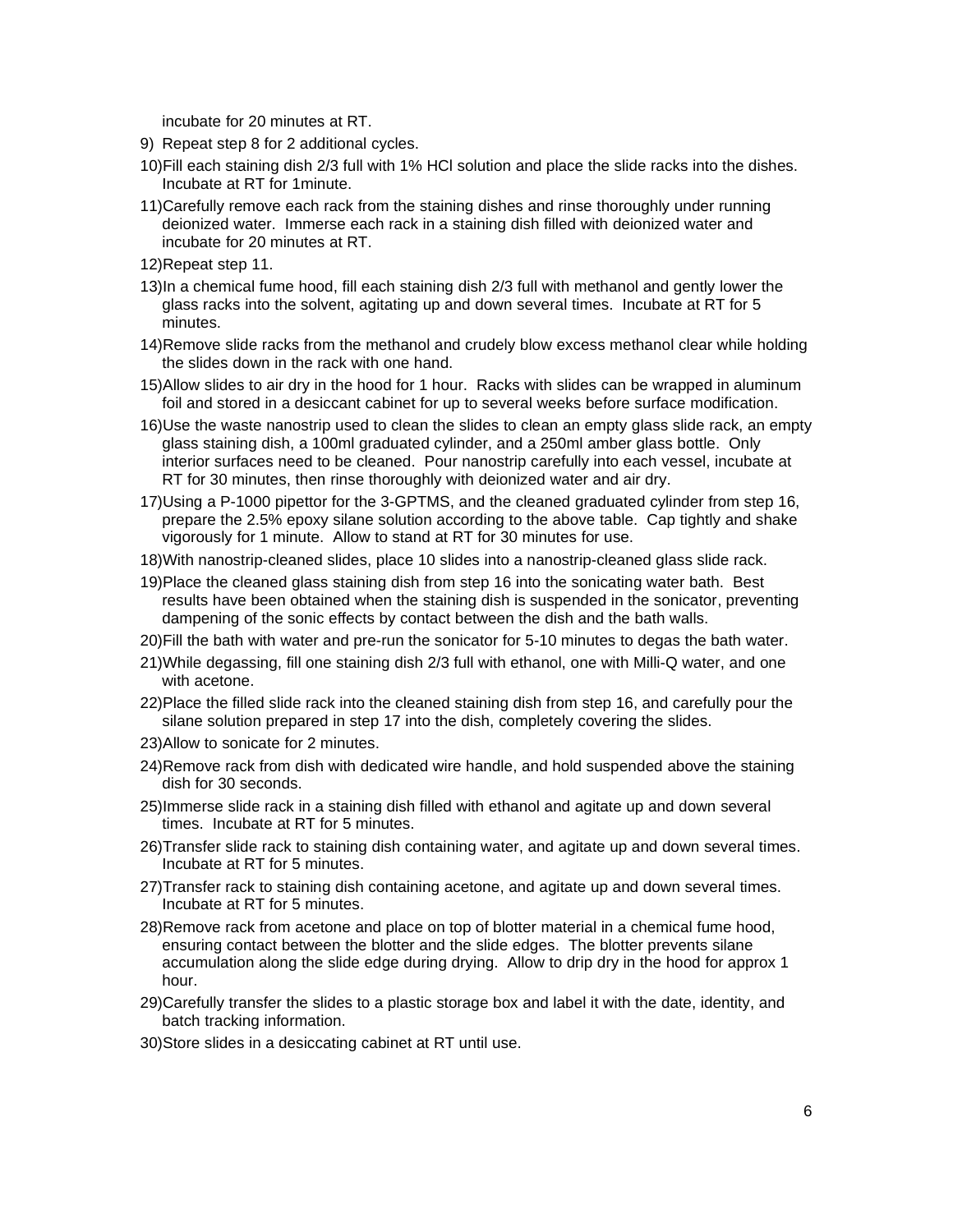incubate for 20 minutes at RT.

9) Repeat step 8 for 2 additional cycles.

10) Fill each staining dish 2/3 full with 1% HCl solution and place the slide racks into the dishes. Incubate at RT for 1minute.

11) Carefully remove each rack from the staining dishes and rinse thoroughly under running deionized water. Immerse each rack in a staining dish filled with deionized water and incubate for 20 minutes at RT.

12) Repeat step 11.

13) In a chemical fume hood, fill each staining dish 2/3 full with methanol and gently lower the glass racks into the solvent, agitating up and down several times. Incubate at RT for 5 minutes.

14) Remove slide racks from the methanol and crudely blow excess methanol clear while holding the slides down in the rack with one hand.

15) Allow slides to air dry in the hood for 1 hour. Racks with slides can be wrapped in aluminum foil and stored in a desiccant cabinet for up to several weeks before surface modification.

16) Use the waste nanostrip used to clean the slides to clean an empty glass slide rack, an empty glass staining dish, a 100ml graduated cylinder, and a 250ml amber glass bottle. Only interior surfaces need to be cleaned. Pour nanostrip carefully into each vessel, incubate at RT for 30 minutes, then rinse thoroughly with deionized water and air dry.

17) Using a P-1000 pipettor for the 3-GPTMS, and the cleaned graduated cylinder from step 16, prepare the 2.5% epoxy silane solution according to the above table. Cap tightly and shake vigorously for 1 minute. Allow to stand at RT for 30 minutes for use.

18) With nanostrip-cleaned slides, place 10 slides into a nanostrip-cleaned glass slide rack.

19) Place the cleaned glass staining dish from step 16 into the sonicating water bath. Best results have been obtained when the staining dish is suspended in the sonicator, preventing dampening of the sonic effects by contact between the dish and the bath walls.

20) Fill the bath with water and pre-run the sonicator for 5-10 minutes to degas the bath water.

21) While degassing, fill one staining dish 2/3 full with ethanol, one with Milli-Q water, and one with acetone.

22) Place the filled slide rack into the cleaned staining dish from step 16, and carefully pour the silane solution prepared in step 17 into the dish, completely covering the slides.

23) Allow to sonicate for 2 minutes.

24) Remove rack from dish with dedicated wire handle, and hold suspended above the staining dish for 30 seconds.

25) Immerse slide rack in a staining dish filled with ethanol and agitate up and down several times. Incubate at RT for 5 minutes.

26) Transfer slide rack to staining dish containing water, and agitate up and down several times. Incubate at RT for 5 minutes.

27) Transfer rack to staining dish containing acetone, and agitate up and down several times. Incubate at RT for 5 minutes.

28) Remove rack from acetone and place on top of blotter material in a chemical fume hood, ensuring contact between the blotter and the slide edges. The blotter prevents silane accumulation along the slide edge during drying. Allow to drip dry in the hood for approx 1 hour.

29) Carefully transfer the slides to a plastic storage box and label it with the date, identity, and batch tracking information.

30) Store slides in a desiccating cabinet at RT until use.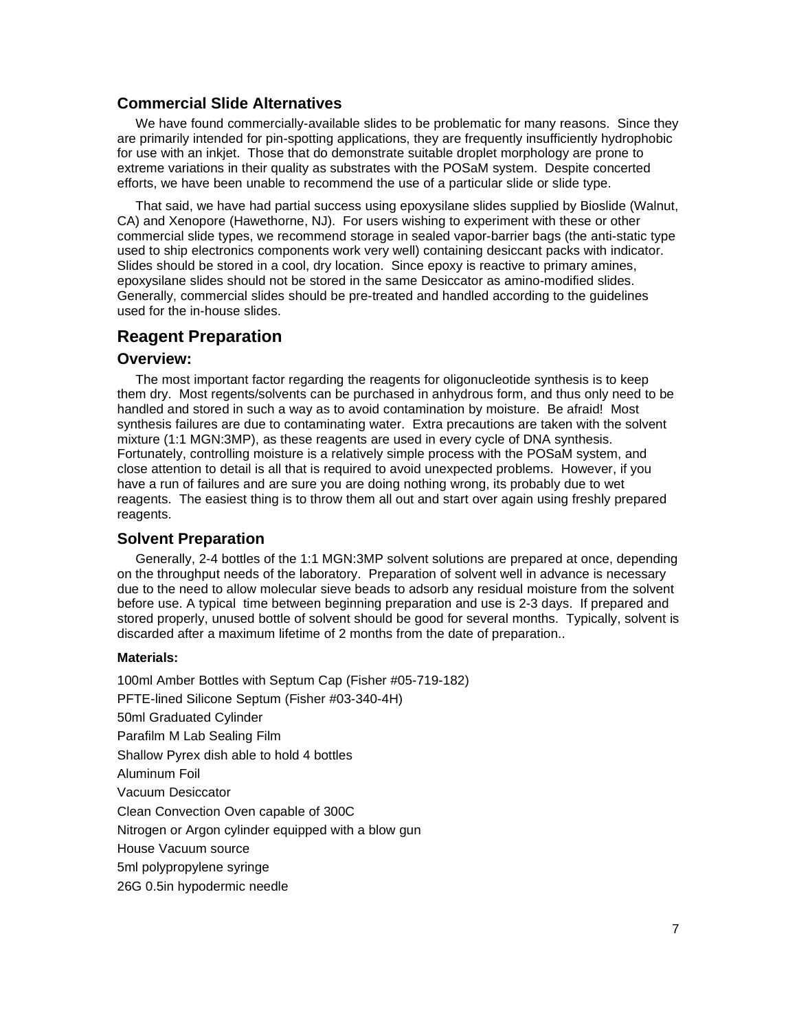### Commercial Slide Alternatives

We have found commercially-available slides to be problematic for many reasons. Since they are primarily intended for pin-spotting applications, they are frequently insufficiently hydrophobic for use with an inkjet. Those that do demonstrate suitable droplet morphology are prone to extreme variations in their quality as substrates with the POSaM system. Despite concerted efforts, we have been unable to recommend the use of a particular slide or slide type.

That said, we have had partial success using epoxysilane slides supplied by Bioslide (Walnut, CA) and Xenopore (Hawethorne, NJ). For users wishing to experiment with these or other commercial slide types, we recommend storage in sealed vapor-barrier bags (the anti-static type used to ship electronics components work very well) containing desiccant packs with indicator. Slides should be stored in a cool, dry location. Since epoxy is reactive to primary amines, epoxysilane slides should not be stored in the same Desiccator as amino-modified slides. Generally, commercial slides should be pre-treated and handled according to the guidelines used for the in-house slides.

## Reagent Preparation

### Overview:

The most important factor regarding the reagents for oligonucleotide synthesis is to keep them dry. Most regents/solvents can be purchased in anhydrous form, and thus only need to be handled and stored in such a way as to avoid contamination by moisture. Be afraid! Most synthesis failures are due to contaminating water. Extra precautions are taken with the solvent mixture (1:1 MGN:3MP), as these reagents are used in every cycle of DNA synthesis. Fortunately, controlling moisture is a relatively simple process with the POSaM system, and close attention to detail is all that is required to avoid unexpected problems. However, if you have a run of failures and are sure you are doing nothing wrong, its probably due to wet reagents. The easiest thing is to throw them all out and start over again using freshly prepared reagents.

### Solvent Preparation

Generally, 2-4 bottles of the 1:1 MGN:3MP solvent solutions are prepared at once, depending on the throughput needs of the laboratory. Preparation of solvent well in advance is necessary due to the need to allow molecular sieve beads to adsorb any residual moisture from the solvent before use. A typical time between beginning preparation and use is 2-3 days. If prepared and stored properly, unused bottle of solvent should be good for several months. Typically, solvent is discarded after a maximum lifetime of 2 months from the date of preparation..

**Materials:**

100ml Amber Bottles with Septum Cap (Fisher #05-719-182)

PFTE-lined Silicone Septum (Fisher #03-340-4H)

50ml Graduated Cylinder

Parafilm M Lab Sealing Film

Shallow Pyrex dish able to hold 4 bottles

Aluminum Foil

Vacuum Desiccator

Clean Convection Oven capable of 300C

Nitrogen or Argon cylinder equipped with a blow gun

House Vacuum source

5ml polypropylene syringe

26G 0.5in hypodermic needle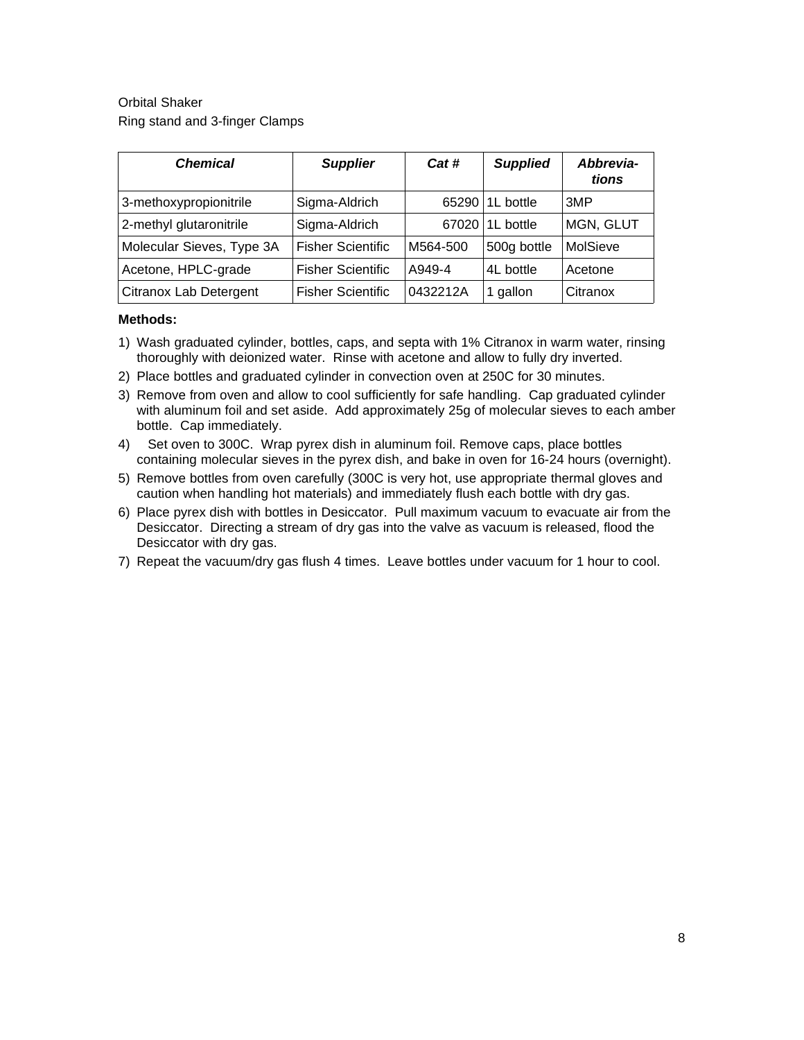Orbital Shaker
Ring stand and 3-finger Clamps

| *Chemical* | *Supplier* | *Cat #* | *Supplied* | *Abbrevia-tions* |
|---|---|---|---|---|
| 3-methoxypropionitrile | Sigma-Aldrich | 65290 | 1L bottle | 3MP |
| 2-methyl glutaronitrile | Sigma-Aldrich | 67020 | 1L bottle | MGN, GLUT |
| Molecular Sieves, Type 3A | Fisher Scientific | M564-500 | 500g bottle | MolSieve |
| Acetone, HPLC-grade | Fisher Scientific | A949-4 | 4L bottle | Acetone |
| Citranox Lab Detergent | Fisher Scientific | 0432212A | 1 gallon | Citranox |

**Methods:**

1) Wash graduated cylinder, bottles, caps, and septa with 1% Citranox in warm water, rinsing thoroughly with deionized water. Rinse with acetone and allow to fully dry inverted.
2) Place bottles and graduated cylinder in convection oven at 250C for 30 minutes.
3) Remove from oven and allow to cool sufficiently for safe handling. Cap graduated cylinder with aluminum foil and set aside. Add approximately 25g of molecular sieves to each amber bottle. Cap immediately.
4) Set oven to 300C. Wrap pyrex dish in aluminum foil. Remove caps, place bottles containing molecular sieves in the pyrex dish, and bake in oven for 16-24 hours (overnight).
5) Remove bottles from oven carefully (300C is very hot, use appropriate thermal gloves and caution when handling hot materials) and immediately flush each bottle with dry gas.
6) Place pyrex dish with bottles in Desiccator. Pull maximum vacuum to evacuate air from the Desiccator. Directing a stream of dry gas into the valve as vacuum is released, flood the Desiccator with dry gas.
7) Repeat the vacuum/dry gas flush 4 times. Leave bottles under vacuum for 1 hour to cool.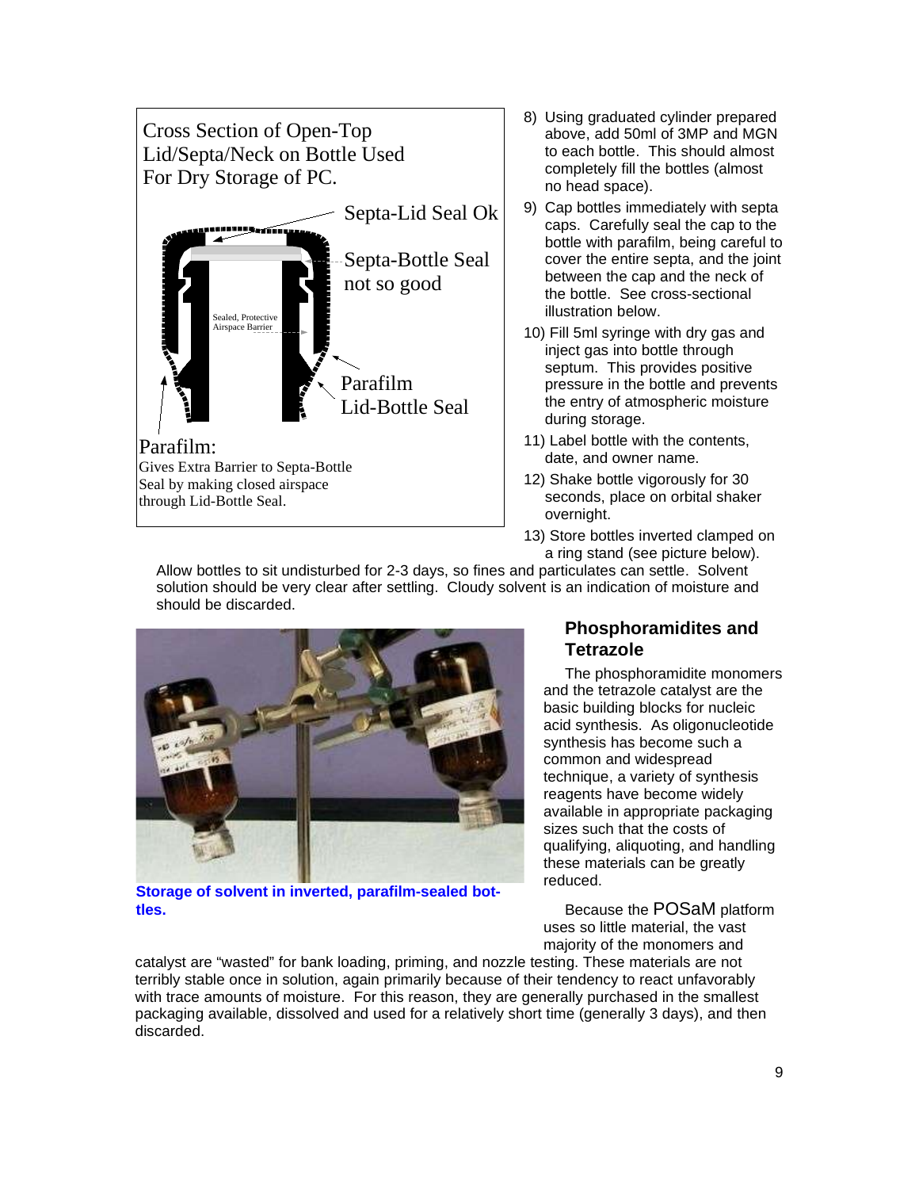Cross Section of Open-Top Lid/Septa/Neck on Bottle Used For Dry Storage of PC.

Septa-Lid Seal Ok

Septa-Bottle Seal not so good

Sealed, Protective Airspace Barrier

Parafilm Lid-Bottle Seal

Parafilm:
Gives Extra Barrier to Septa-Bottle Seal by making closed airspace through Lid-Bottle Seal.

8) Using graduated cylinder prepared above, add 50ml of 3MP and MGN to each bottle. This should almost completely fill the bottles (almost no head space).
9) Cap bottles immediately with septa caps. Carefully seal the cap to the bottle with parafilm, being careful to cover the entire septa, and the joint between the cap and the neck of the bottle. See cross-sectional illustration below.
10) Fill 5ml syringe with dry gas and inject gas into bottle through septum. This provides positive pressure in the bottle and prevents the entry of atmospheric moisture during storage.
11) Label bottle with the contents, date, and owner name.
12) Shake bottle vigorously for 30 seconds, place on orbital shaker overnight.
13) Store bottles inverted clamped on a ring stand (see picture below).

Allow bottles to sit undisturbed for 2-3 days, so fines and particulates can settle. Solvent solution should be very clear after settling. Cloudy solvent is an indication of moisture and should be discarded.

**Storage of solvent in inverted, parafilm-sealed bottles.**

### Phosphoramidites and Tetrazole

The phosphoramidite monomers and the tetrazole catalyst are the basic building blocks for nucleic acid synthesis. As oligonucleotide synthesis has become such a common and widespread technique, a variety of synthesis reagents have become widely available in appropriate packaging sizes such that the costs of qualifying, aliquoting, and handling these materials can be greatly reduced.

Because the POSaM platform uses so little material, the vast majority of the monomers and catalyst are "wasted" for bank loading, priming, and nozzle testing. These materials are not terribly stable once in solution, again primarily because of their tendency to react unfavorably with trace amounts of moisture. For this reason, they are generally purchased in the smallest packaging available, dissolved and used for a relatively short time (generally 3 days), and then discarded.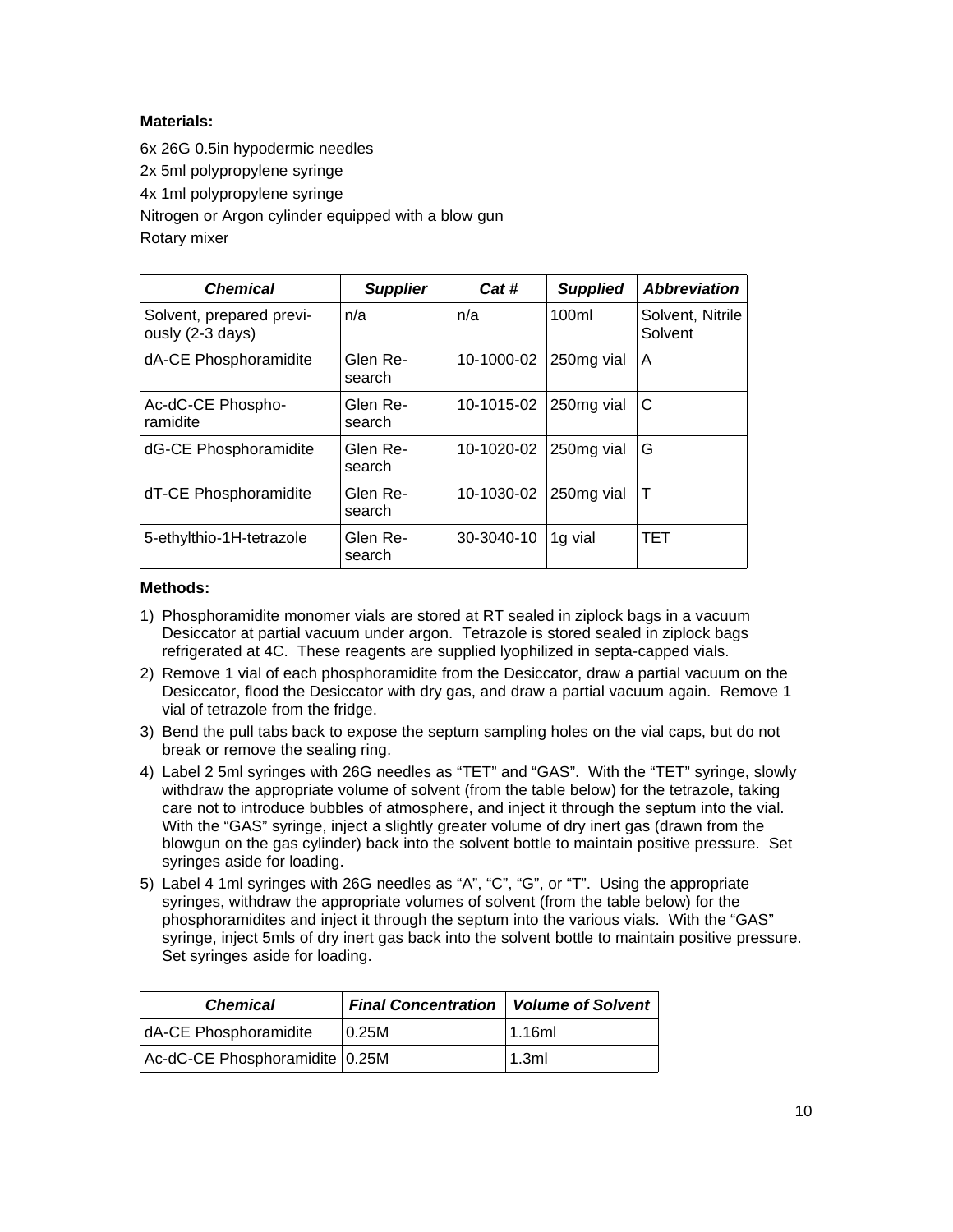**Materials:**

6x 26G 0.5in hypodermic needles

2x 5ml polypropylene syringe

4x 1ml polypropylene syringe

Nitrogen or Argon cylinder equipped with a blow gun

Rotary mixer

| ***Chemical*** | ***Supplier*** | ***Cat #*** | ***Supplied*** | ***Abbreviation*** |
|---|---|---|---|---|
| Solvent, prepared previously (2-3 days) | n/a | n/a | 100ml | Solvent, Nitrile Solvent |
| dA-CE Phosphoramidite | Glen Research | 10-1000-02 | 250mg vial | A |
| Ac-dC-CE Phosphoramidite | Glen Research | 10-1015-02 | 250mg vial | C |
| dG-CE Phosphoramidite | Glen Research | 10-1020-02 | 250mg vial | G |
| dT-CE Phosphoramidite | Glen Research | 10-1030-02 | 250mg vial | T |
| 5-ethylthio-1H-tetrazole | Glen Research | 30-3040-10 | 1g vial | TET |

**Methods:**

1) Phosphoramidite monomer vials are stored at RT sealed in ziplock bags in a vacuum Desiccator at partial vacuum under argon. Tetrazole is stored sealed in ziplock bags refrigerated at 4C. These reagents are supplied lyophilized in septa-capped vials.
2) Remove 1 vial of each phosphoramidite from the Desiccator, draw a partial vacuum on the Desiccator, flood the Desiccator with dry gas, and draw a partial vacuum again. Remove 1 vial of tetrazole from the fridge.
3) Bend the pull tabs back to expose the septum sampling holes on the vial caps, but do not break or remove the sealing ring.
4) Label 2 5ml syringes with 26G needles as "TET" and "GAS". With the "TET" syringe, slowly withdraw the appropriate volume of solvent (from the table below) for the tetrazole, taking care not to introduce bubbles of atmosphere, and inject it through the septum into the vial. With the "GAS" syringe, inject a slightly greater volume of dry inert gas (drawn from the blowgun on the gas cylinder) back into the solvent bottle to maintain positive pressure. Set syringes aside for loading.
5) Label 4 1ml syringes with 26G needles as "A", "C", "G", or "T". Using the appropriate syringes, withdraw the appropriate volumes of solvent (from the table below) for the phosphoramidites and inject it through the septum into the various vials. With the "GAS" syringe, inject 5mls of dry inert gas back into the solvent bottle to maintain positive pressure. Set syringes aside for loading.

| ***Chemical*** | ***Final Concentration*** | ***Volume of Solvent*** |
|---|---|---|
| dA-CE Phosphoramidite | 0.25M | 1.16ml |
| Ac-dC-CE Phosphoramidite | 0.25M | 1.3ml |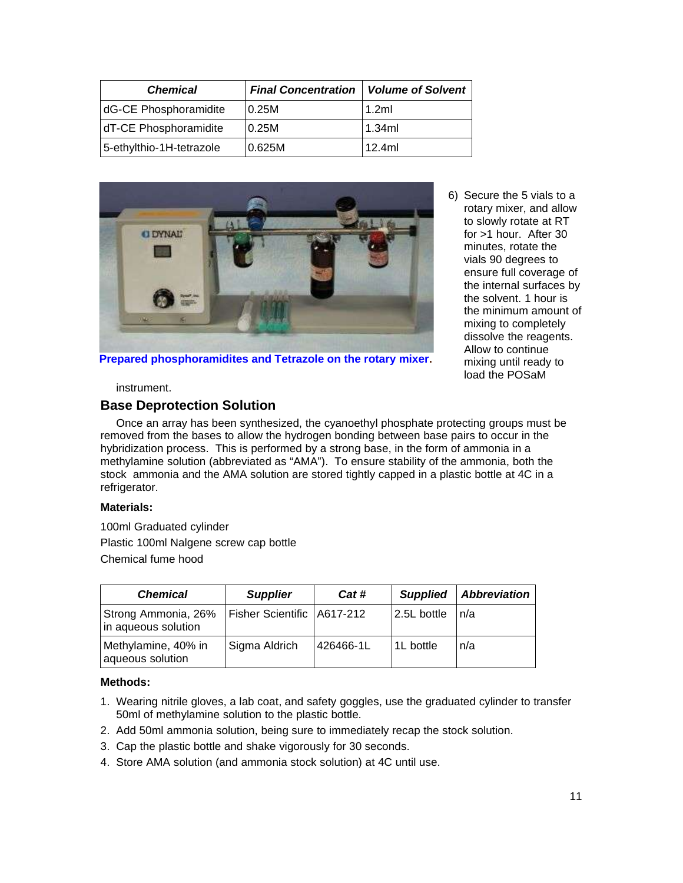| Chemical | Final Concentration | Volume of Solvent |
| --- | --- | --- |
| dG-CE Phosphoramidite | 0.25M | 1.2ml |
| dT-CE Phosphoramidite | 0.25M | 1.34ml |
| 5-ethylthio-1H-tetrazole | 0.625M | 12.4ml |

Prepared phosphoramidites and Tetrazole on the rotary mixer.

6) Secure the 5 vials to a rotary mixer, and allow to slowly rotate at RT for >1 hour. After 30 minutes, rotate the vials 90 degrees to ensure full coverage of the internal surfaces by the solvent. 1 hour is the minimum amount of mixing to completely dissolve the reagents. Allow to continue mixing until ready to load the POSaM instrument.

## Base Deprotection Solution

Once an array has been synthesized, the cyanoethyl phosphate protecting groups must be removed from the bases to allow the hydrogen bonding between base pairs to occur in the hybridization process. This is performed by a strong base, in the form of ammonia in a methylamine solution (abbreviated as "AMA"). To ensure stability of the ammonia, both the stock ammonia and the AMA solution are stored tightly capped in a plastic bottle at 4C in a refrigerator.

**Materials:**

100ml Graduated cylinder

Plastic 100ml Nalgene screw cap bottle

Chemical fume hood

| Chemical | Supplier | Cat # | Supplied | Abbreviation |
| --- | --- | --- | --- | --- |
| Strong Ammonia, 26% in aqueous solution | Fisher Scientific | A617-212 | 2.5L bottle | n/a |
| Methylamine, 40% in aqueous solution | Sigma Aldrich | 426466-1L | 1L bottle | n/a |

**Methods:**

1. Wearing nitrile gloves, a lab coat, and safety goggles, use the graduated cylinder to transfer 50ml of methylamine solution to the plastic bottle.
2. Add 50ml ammonia solution, being sure to immediately recap the stock solution.
3. Cap the plastic bottle and shake vigorously for 30 seconds.
4. Store AMA solution (and ammonia stock solution) at 4C until use.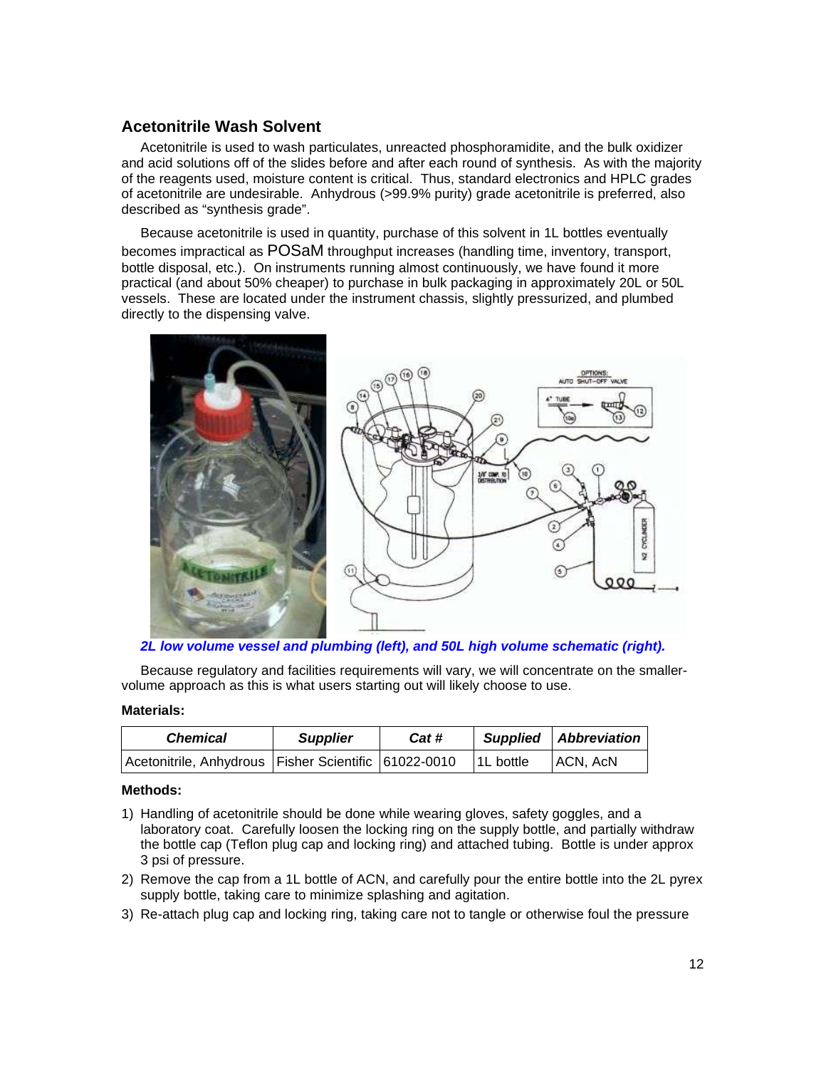## Acetonitrile Wash Solvent

Acetonitrile is used to wash particulates, unreacted phosphoramidite, and the bulk oxidizer and acid solutions off of the slides before and after each round of synthesis. As with the majority of the reagents used, moisture content is critical. Thus, standard electronics and HPLC grades of acetonitrile are undesirable. Anhydrous (>99.9% purity) grade acetonitrile is preferred, also described as "synthesis grade".

Because acetonitrile is used in quantity, purchase of this solvent in 1L bottles eventually becomes impractical as POSaM throughput increases (handling time, inventory, transport, bottle disposal, etc.). On instruments running almost continuously, we have found it more practical (and about 50% cheaper) to purchase in bulk packaging in approximately 20L or 50L vessels. These are located under the instrument chassis, slightly pressurized, and plumbed directly to the dispensing valve.

*2L low volume vessel and plumbing (left), and 50L high volume schematic (right).*

Because regulatory and facilities requirements will vary, we will concentrate on the smaller-volume approach as this is what users starting out will likely choose to use.

**Materials:**

| *Chemical* | *Supplier* | *Cat #* | *Supplied* | *Abbreviation* |
|---|---|---|---|---|
| Acetonitrile, Anhydrous | Fisher Scientific | 61022-0010 | 1L bottle | ACN, AcN |

**Methods:**

1) Handling of acetonitrile should be done while wearing gloves, safety goggles, and a laboratory coat. Carefully loosen the locking ring on the supply bottle, and partially withdraw the bottle cap (Teflon plug cap and locking ring) and attached tubing. Bottle is under approx 3 psi of pressure.
2) Remove the cap from a 1L bottle of ACN, and carefully pour the entire bottle into the 2L pyrex supply bottle, taking care to minimize splashing and agitation.
3) Re-attach plug cap and locking ring, taking care not to tangle or otherwise foul the pressure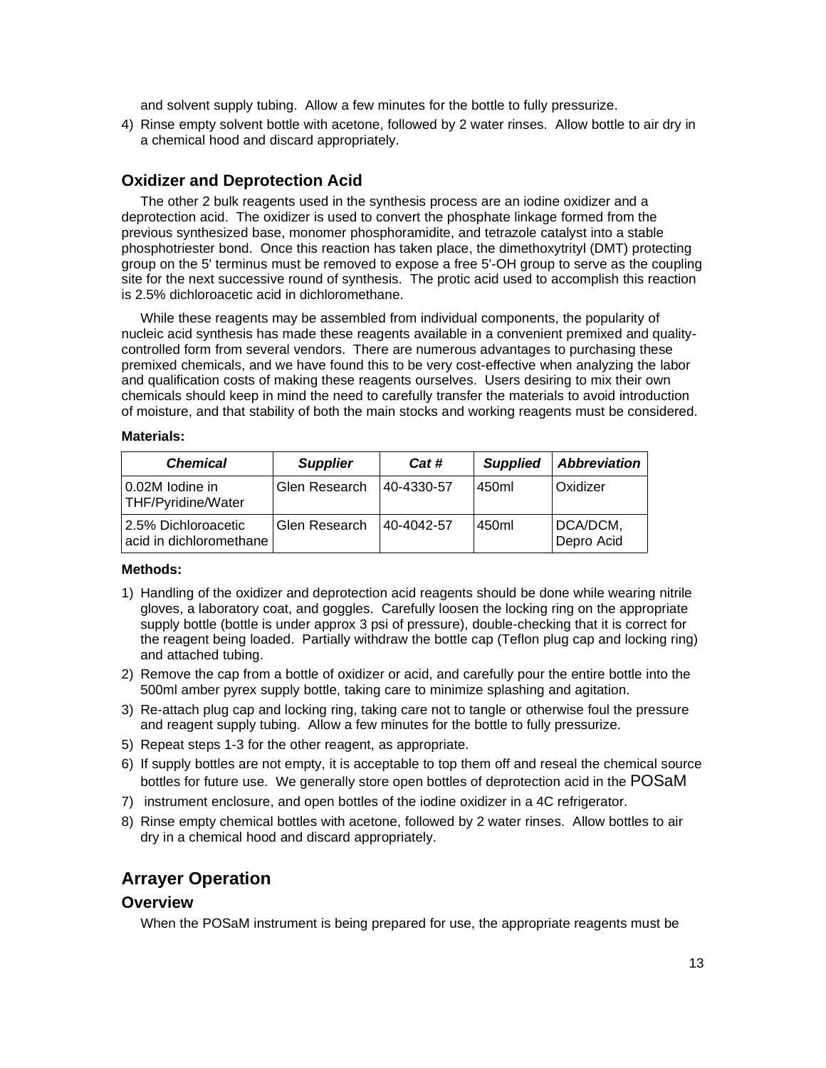and solvent supply tubing. Allow a few minutes for the bottle to fully pressurize.

4) Rinse empty solvent bottle with acetone, followed by 2 water rinses. Allow bottle to air dry in a chemical hood and discard appropriately.

### Oxidizer and Deprotection Acid

The other 2 bulk reagents used in the synthesis process are an iodine oxidizer and a deprotection acid. The oxidizer is used to convert the phosphate linkage formed from the previous synthesized base, monomer phosphoramidite, and tetrazole catalyst into a stable phosphotriester bond. Once this reaction has taken place, the dimethoxytrityl (DMT) protecting group on the 5' terminus must be removed to expose a free 5'-OH group to serve as the coupling site for the next successive round of synthesis. The protic acid used to accomplish this reaction is 2.5% dichloroacetic acid in dichloromethane.

While these reagents may be assembled from individual components, the popularity of nucleic acid synthesis has made these reagents available in a convenient premixed and quality-controlled form from several vendors. There are numerous advantages to purchasing these premixed chemicals, and we have found this to be very cost-effective when analyzing the labor and qualification costs of making these reagents ourselves. Users desiring to mix their own chemicals should keep in mind the need to carefully transfer the materials to avoid introduction of moisture, and that stability of both the main stocks and working reagents must be considered.

**Materials:**

| *Chemical* | *Supplier* | *Cat #* | *Supplied* | *Abbreviation* |
|---|---|---|---|---|
| 0.02M Iodine in THF/Pyridine/Water | Glen Research | 40-4330-57 | 450ml | Oxidizer |
| 2.5% Dichloroacetic acid in dichloromethane | Glen Research | 40-4042-57 | 450ml | DCA/DCM, Depro Acid |

**Methods:**

1) Handling of the oxidizer and deprotection acid reagents should be done while wearing nitrile gloves, a laboratory coat, and goggles. Carefully loosen the locking ring on the appropriate supply bottle (bottle is under approx 3 psi of pressure), double-checking that it is correct for the reagent being loaded. Partially withdraw the bottle cap (Teflon plug cap and locking ring) and attached tubing.
2) Remove the cap from a bottle of oxidizer or acid, and carefully pour the entire bottle into the 500ml amber pyrex supply bottle, taking care to minimize splashing and agitation.
3) Re-attach plug cap and locking ring, taking care not to tangle or otherwise foul the pressure and reagent supply tubing. Allow a few minutes for the bottle to fully pressurize.
5) Repeat steps 1-3 for the other reagent, as appropriate.
6) If supply bottles are not empty, it is acceptable to top them off and reseal the chemical source bottles for future use. We generally store open bottles of deprotection acid in the POSaM
7) instrument enclosure, and open bottles of the iodine oxidizer in a 4C refrigerator.
8) Rinse empty chemical bottles with acetone, followed by 2 water rinses. Allow bottles to air dry in a chemical hood and discard appropriately.

## Arrayer Operation

### Overview

When the POSaM instrument is being prepared for use, the appropriate reagents must be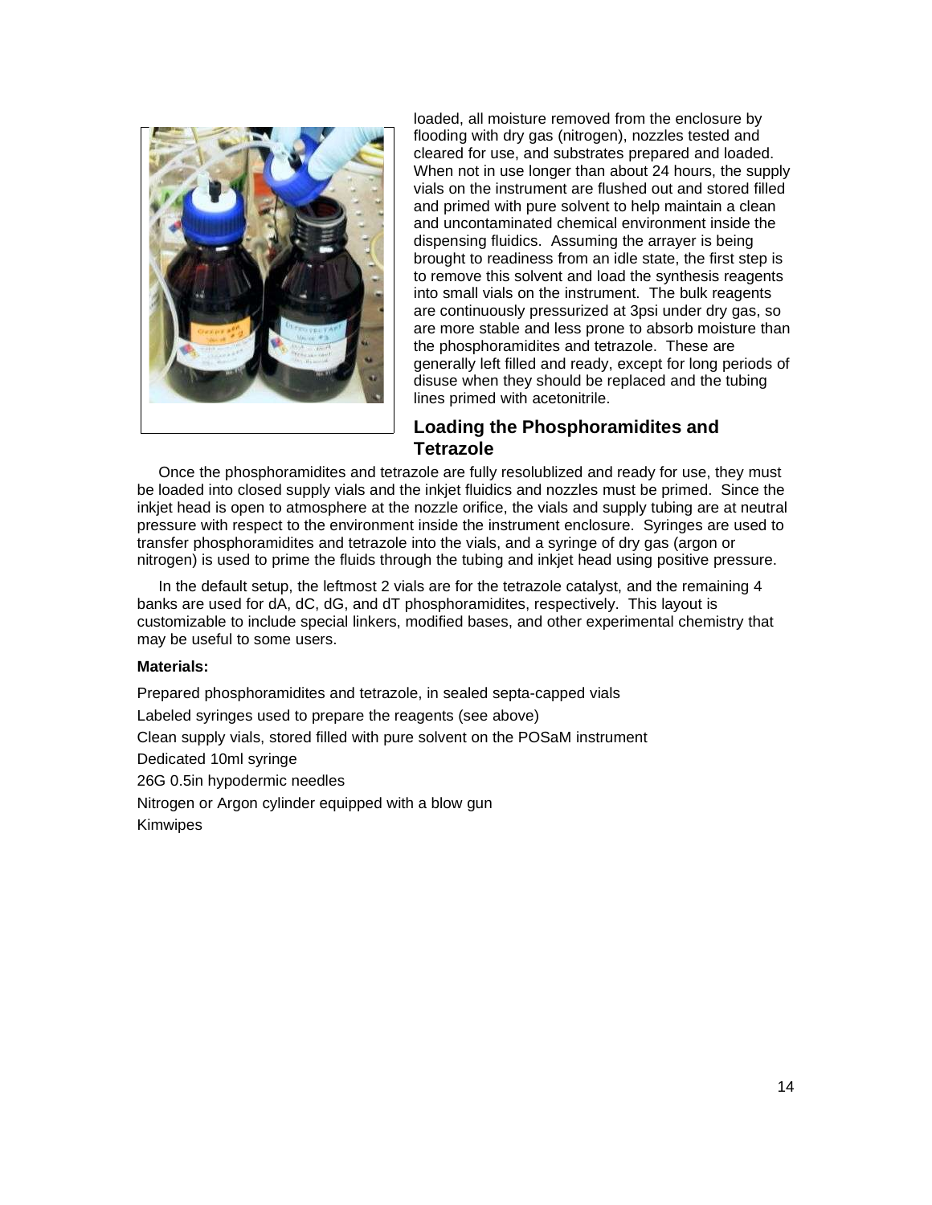loaded, all moisture removed from the enclosure by flooding with dry gas (nitrogen), nozzles tested and cleared for use, and substrates prepared and loaded. When not in use longer than about 24 hours, the supply vials on the instrument are flushed out and stored filled and primed with pure solvent to help maintain a clean and uncontaminated chemical environment inside the dispensing fluidics. Assuming the arrayer is being brought to readiness from an idle state, the first step is to remove this solvent and load the synthesis reagents into small vials on the instrument. The bulk reagents are continuously pressurized at 3psi under dry gas, so are more stable and less prone to absorb moisture than the phosphoramidites and tetrazole. These are generally left filled and ready, except for long periods of disuse when they should be replaced and the tubing lines primed with acetonitrile.

## Loading the Phosphoramidites and Tetrazole

Once the phosphoramidites and tetrazole are fully resolublized and ready for use, they must be loaded into closed supply vials and the inkjet fluidics and nozzles must be primed. Since the inkjet head is open to atmosphere at the nozzle orifice, the vials and supply tubing are at neutral pressure with respect to the environment inside the instrument enclosure. Syringes are used to transfer phosphoramidites and tetrazole into the vials, and a syringe of dry gas (argon or nitrogen) is used to prime the fluids through the tubing and inkjet head using positive pressure.

In the default setup, the leftmost 2 vials are for the tetrazole catalyst, and the remaining 4 banks are used for dA, dC, dG, and dT phosphoramidites, respectively. This layout is customizable to include special linkers, modified bases, and other experimental chemistry that may be useful to some users.

**Materials:**

Prepared phosphoramidites and tetrazole, in sealed septa-capped vials

Labeled syringes used to prepare the reagents (see above)

Clean supply vials, stored filled with pure solvent on the POSaM instrument

Dedicated 10ml syringe

26G 0.5in hypodermic needles

Nitrogen or Argon cylinder equipped with a blow gun

Kimwipes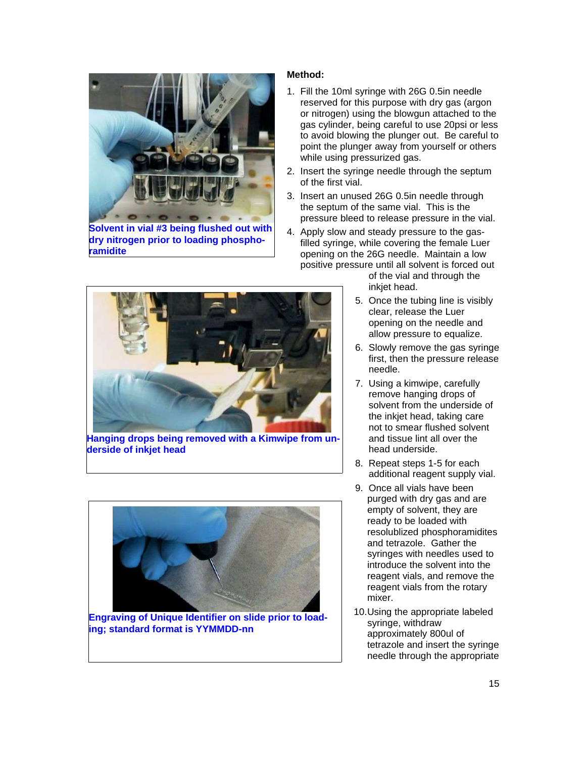Solvent in vial #3 being flushed out with dry nitrogen prior to loading phosphoramidite

**Method:**

1. Fill the 10ml syringe with 26G 0.5in needle reserved for this purpose with dry gas (argon or nitrogen) using the blowgun attached to the gas cylinder, being careful to use 20psi or less to avoid blowing the plunger out. Be careful to point the plunger away from yourself or others while using pressurized gas.
2. Insert the syringe needle through the septum of the first vial.
3. Insert an unused 26G 0.5in needle through the septum of the same vial. This is the pressure bleed to release pressure in the vial.
4. Apply slow and steady pressure to the gas-filled syringe, while covering the female Luer opening on the 26G needle. Maintain a low positive pressure until all solvent is forced out of the vial and through the inkjet head.
5. Once the tubing line is visibly clear, release the Luer opening on the needle and allow pressure to equalize.
6. Slowly remove the gas syringe first, then the pressure release needle.
7. Using a kimwipe, carefully remove hanging drops of solvent from the underside of the inkjet head, taking care not to smear flushed solvent and tissue lint all over the head underside.
8. Repeat steps 1-5 for each additional reagent supply vial.
9. Once all vials have been purged with dry gas and are empty of solvent, they are ready to be loaded with resolublized phosphoramidites and tetrazole. Gather the syringes with needles used to introduce the solvent into the reagent vials, and remove the reagent vials from the rotary mixer.
10. Using the appropriate labeled syringe, withdraw approximately 800ul of tetrazole and insert the syringe needle through the appropriate

Hanging drops being removed with a Kimwipe from underside of inkjet head

Engraving of Unique Identifier on slide prior to loading; standard format is YYMMDD-nn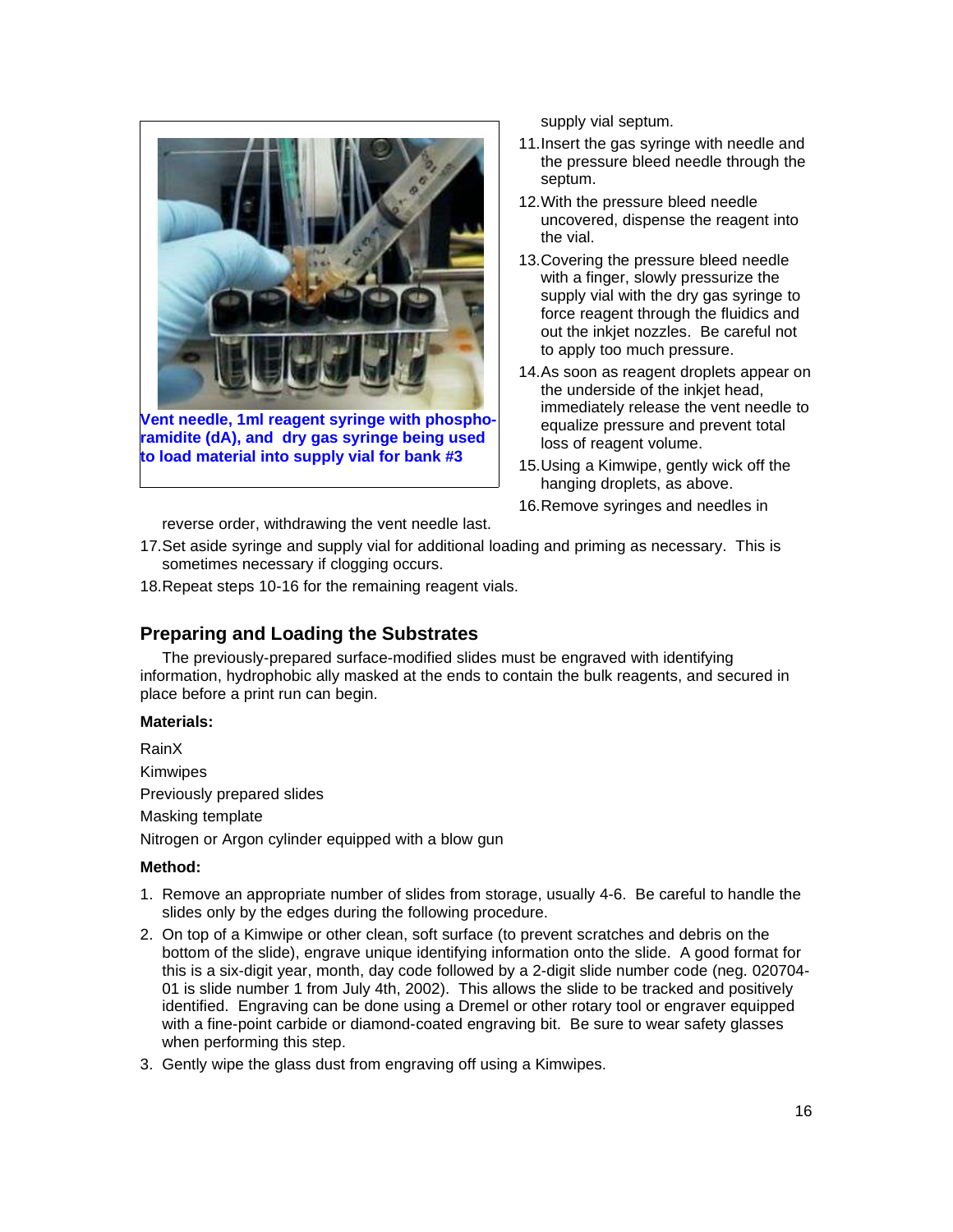Vent needle, 1ml reagent syringe with phosphoramidite (dA), and dry gas syringe being used to load material into supply vial for bank #3

supply vial septum.

11. Insert the gas syringe with needle and the pressure bleed needle through the septum.
12. With the pressure bleed needle uncovered, dispense the reagent into the vial.
13. Covering the pressure bleed needle with a finger, slowly pressurize the supply vial with the dry gas syringe to force reagent through the fluidics and out the inkjet nozzles. Be careful not to apply too much pressure.
14. As soon as reagent droplets appear on the underside of the inkjet head, immediately release the vent needle to equalize pressure and prevent total loss of reagent volume.
15. Using a Kimwipe, gently wick off the hanging droplets, as above.
16. Remove syringes and needles in reverse order, withdrawing the vent needle last.
17. Set aside syringe and supply vial for additional loading and priming as necessary. This is sometimes necessary if clogging occurs.
18. Repeat steps 10-16 for the remaining reagent vials.

## Preparing and Loading the Substrates

The previously-prepared surface-modified slides must be engraved with identifying information, hydrophobic ally masked at the ends to contain the bulk reagents, and secured in place before a print run can begin.

**Materials:**

RainX

Kimwipes

Previously prepared slides

Masking template

Nitrogen or Argon cylinder equipped with a blow gun

**Method:**

1. Remove an appropriate number of slides from storage, usually 4-6. Be careful to handle the slides only by the edges during the following procedure.
2. On top of a Kimwipe or other clean, soft surface (to prevent scratches and debris on the bottom of the slide), engrave unique identifying information onto the slide. A good format for this is a six-digit year, month, day code followed by a 2-digit slide number code (neg. 020704-01 is slide number 1 from July 4th, 2002). This allows the slide to be tracked and positively identified. Engraving can be done using a Dremel or other rotary tool or engraver equipped with a fine-point carbide or diamond-coated engraving bit. Be sure to wear safety glasses when performing this step.
3. Gently wipe the glass dust from engraving off using a Kimwipes.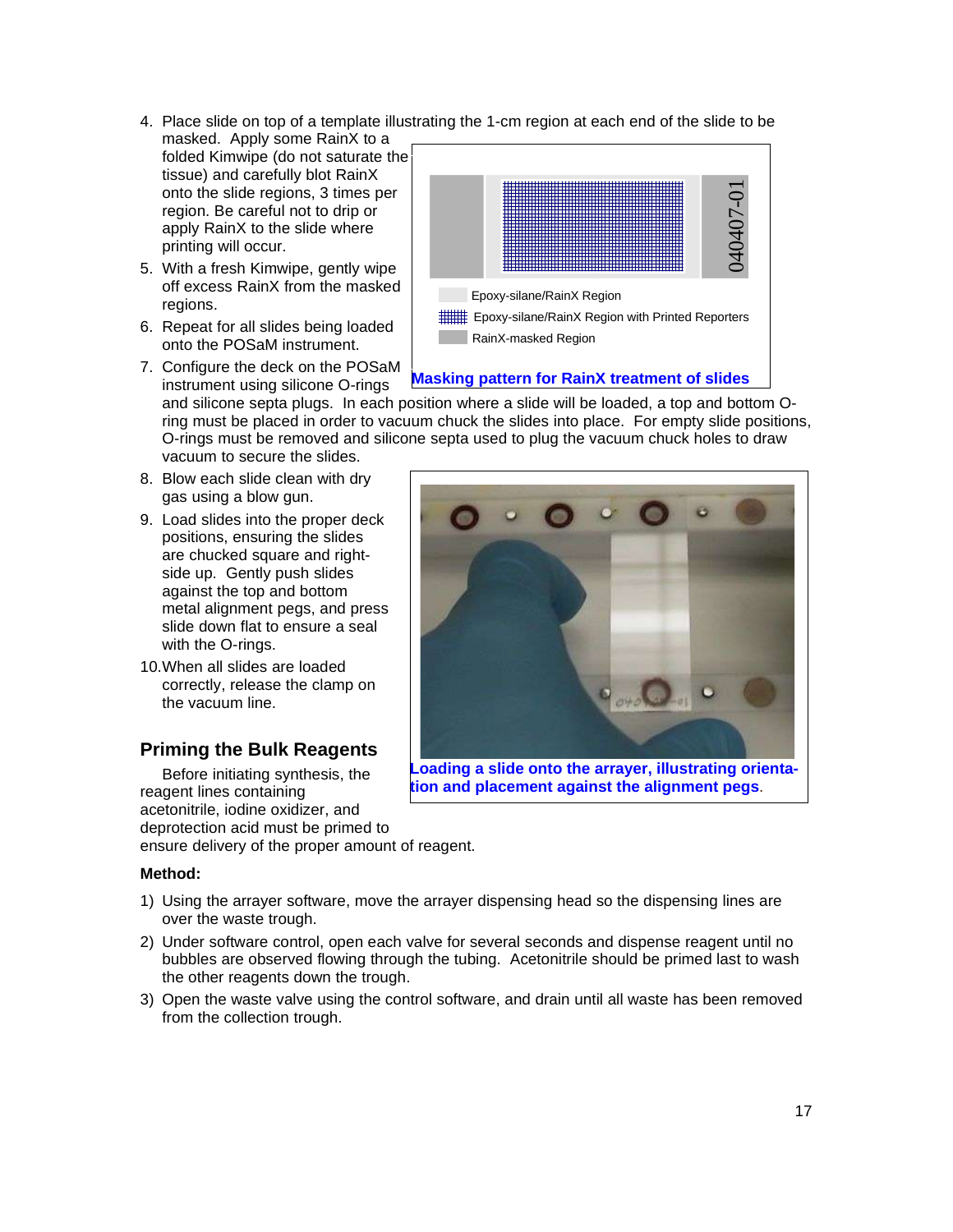4. Place slide on top of a template illustrating the 1-cm region at each end of the slide to be masked. Apply some RainX to a folded Kimwipe (do not saturate the tissue) and carefully blot RainX onto the slide regions, 3 times per region. Be careful not to drip or apply RainX to the slide where printing will occur.
5. With a fresh Kimwipe, gently wipe off excess RainX from the masked regions.
6. Repeat for all slides being loaded onto the POSaM instrument.
7. Configure the deck on the POSaM instrument using silicone O-rings and silicone septa plugs. In each position where a slide will be loaded, a top and bottom O-ring must be placed in order to vacuum chuck the slides into place. For empty slide positions, O-rings must be removed and silicone septa used to plug the vacuum chuck holes to draw vacuum to secure the slides.

040407-01

Epoxy-silane/RainX Region

Epoxy-silane/RainX Region with Printed Reporters

RainX-masked Region

**Masking pattern for RainX treatment of slides**

8. Blow each slide clean with dry gas using a blow gun.
9. Load slides into the proper deck positions, ensuring the slides are chucked square and right-side up. Gently push slides against the top and bottom metal alignment pegs, and press slide down flat to ensure a seal with the O-rings.
10. When all slides are loaded correctly, release the clamp on the vacuum line.

**Loading a slide onto the arrayer, illustrating orientation and placement against the alignment pegs**.

## Priming the Bulk Reagents

Before initiating synthesis, the reagent lines containing acetonitrile, iodine oxidizer, and deprotection acid must be primed to ensure delivery of the proper amount of reagent.

**Method:**

1) Using the arrayer software, move the arrayer dispensing head so the dispensing lines are over the waste trough.
2) Under software control, open each valve for several seconds and dispense reagent until no bubbles are observed flowing through the tubing. Acetonitrile should be primed last to wash the other reagents down the trough.
3) Open the waste valve using the control software, and drain until all waste has been removed from the collection trough.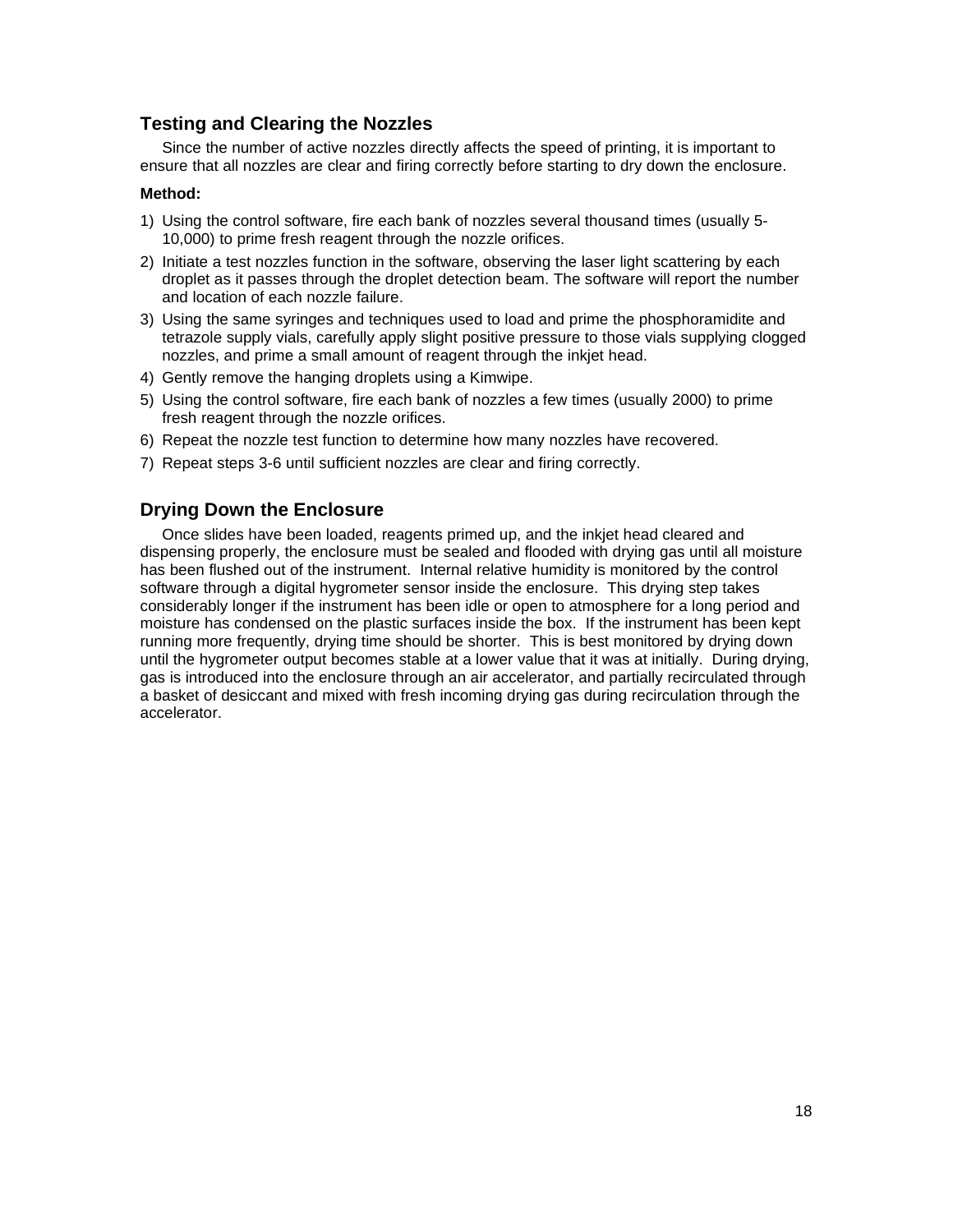## Testing and Clearing the Nozzles

Since the number of active nozzles directly affects the speed of printing, it is important to ensure that all nozzles are clear and firing correctly before starting to dry down the enclosure.

**Method:**

1) Using the control software, fire each bank of nozzles several thousand times (usually 5-10,000) to prime fresh reagent through the nozzle orifices.
2) Initiate a test nozzles function in the software, observing the laser light scattering by each droplet as it passes through the droplet detection beam. The software will report the number and location of each nozzle failure.
3) Using the same syringes and techniques used to load and prime the phosphoramidite and tetrazole supply vials, carefully apply slight positive pressure to those vials supplying clogged nozzles, and prime a small amount of reagent through the inkjet head.
4) Gently remove the hanging droplets using a Kimwipe.
5) Using the control software, fire each bank of nozzles a few times (usually 2000) to prime fresh reagent through the nozzle orifices.
6) Repeat the nozzle test function to determine how many nozzles have recovered.
7) Repeat steps 3-6 until sufficient nozzles are clear and firing correctly.

## Drying Down the Enclosure

Once slides have been loaded, reagents primed up, and the inkjet head cleared and dispensing properly, the enclosure must be sealed and flooded with drying gas until all moisture has been flushed out of the instrument. Internal relative humidity is monitored by the control software through a digital hygrometer sensor inside the enclosure. This drying step takes considerably longer if the instrument has been idle or open to atmosphere for a long period and moisture has condensed on the plastic surfaces inside the box. If the instrument has been kept running more frequently, drying time should be shorter. This is best monitored by drying down until the hygrometer output becomes stable at a lower value that it was at initially. During drying, gas is introduced into the enclosure through an air accelerator, and partially recirculated through a basket of desiccant and mixed with fresh incoming drying gas during recirculation through the accelerator.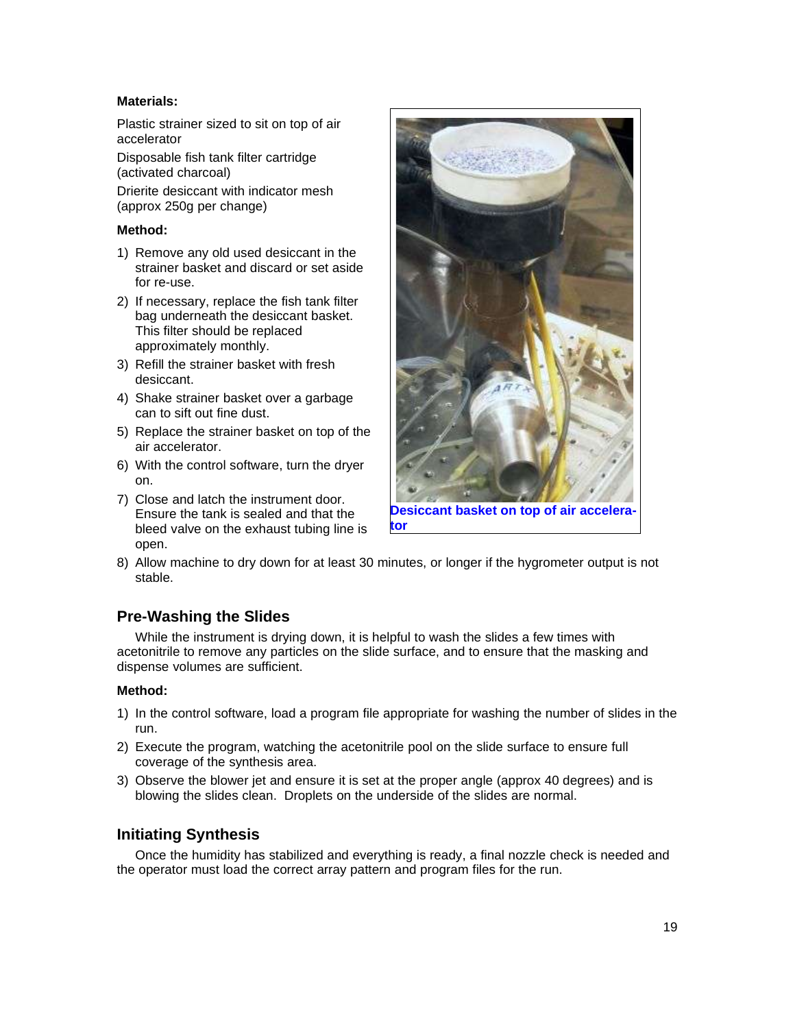**Materials:**

Plastic strainer sized to sit on top of air accelerator

Disposable fish tank filter cartridge (activated charcoal)

Drierite desiccant with indicator mesh (approx 250g per change)

**Method:**

1) Remove any old used desiccant in the strainer basket and discard or set aside for re-use.
2) If necessary, replace the fish tank filter bag underneath the desiccant basket. This filter should be replaced approximately monthly.
3) Refill the strainer basket with fresh desiccant.
4) Shake strainer basket over a garbage can to sift out fine dust.
5) Replace the strainer basket on top of the air accelerator.
6) With the control software, turn the dryer on.
7) Close and latch the instrument door. Ensure the tank is sealed and that the bleed valve on the exhaust tubing line is open.
8) Allow machine to dry down for at least 30 minutes, or longer if the hygrometer output is not stable.

Desiccant basket on top of air accelerator

## Pre-Washing the Slides

While the instrument is drying down, it is helpful to wash the slides a few times with acetonitrile to remove any particles on the slide surface, and to ensure that the masking and dispense volumes are sufficient.

**Method:**

1) In the control software, load a program file appropriate for washing the number of slides in the run.
2) Execute the program, watching the acetonitrile pool on the slide surface to ensure full coverage of the synthesis area.
3) Observe the blower jet and ensure it is set at the proper angle (approx 40 degrees) and is blowing the slides clean. Droplets on the underside of the slides are normal.

## Initiating Synthesis

Once the humidity has stabilized and everything is ready, a final nozzle check is needed and the operator must load the correct array pattern and program files for the run.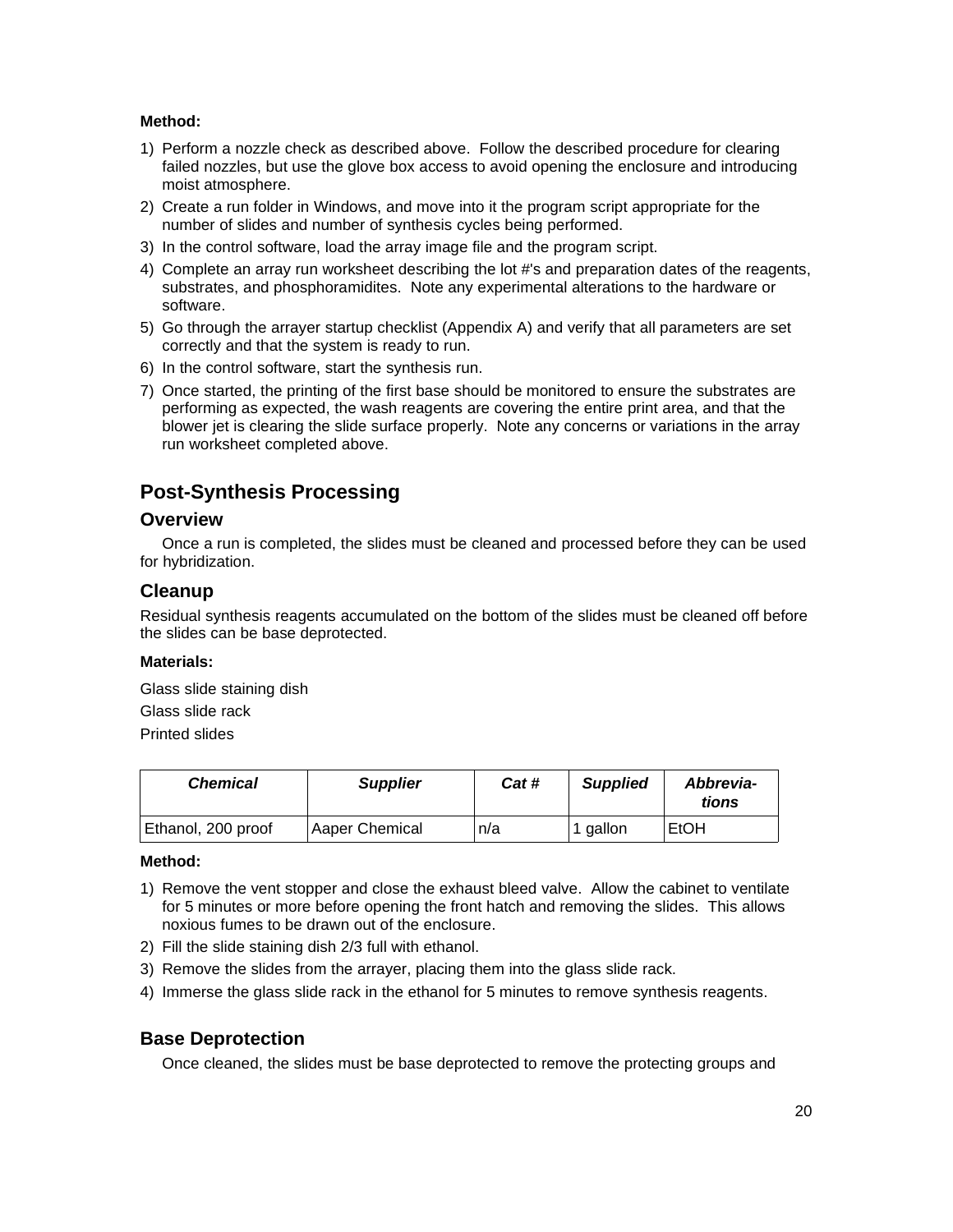**Method:**

1) Perform a nozzle check as described above. Follow the described procedure for clearing failed nozzles, but use the glove box access to avoid opening the enclosure and introducing moist atmosphere.
2) Create a run folder in Windows, and move into it the program script appropriate for the number of slides and number of synthesis cycles being performed.
3) In the control software, load the array image file and the program script.
4) Complete an array run worksheet describing the lot #'s and preparation dates of the reagents, substrates, and phosphoramidites. Note any experimental alterations to the hardware or software.
5) Go through the arrayer startup checklist (Appendix A) and verify that all parameters are set correctly and that the system is ready to run.
6) In the control software, start the synthesis run.
7) Once started, the printing of the first base should be monitored to ensure the substrates are performing as expected, the wash reagents are covering the entire print area, and that the blower jet is clearing the slide surface properly. Note any concerns or variations in the array run worksheet completed above.

## Post-Synthesis Processing

### Overview

Once a run is completed, the slides must be cleaned and processed before they can be used for hybridization.

### Cleanup

Residual synthesis reagents accumulated on the bottom of the slides must be cleaned off before the slides can be base deprotected.

**Materials:**

Glass slide staining dish

Glass slide rack

Printed slides

| ***Chemical*** | ***Supplier*** | ***Cat #*** | ***Supplied*** | ***Abbrevia-tions*** |
|---|---|---|---|---|
| Ethanol, 200 proof | Aaper Chemical | n/a | 1 gallon | EtOH |

**Method:**

1) Remove the vent stopper and close the exhaust bleed valve. Allow the cabinet to ventilate for 5 minutes or more before opening the front hatch and removing the slides. This allows noxious fumes to be drawn out of the enclosure.
2) Fill the slide staining dish 2/3 full with ethanol.
3) Remove the slides from the arrayer, placing them into the glass slide rack.
4) Immerse the glass slide rack in the ethanol for 5 minutes to remove synthesis reagents.

### Base Deprotection

Once cleaned, the slides must be base deprotected to remove the protecting groups and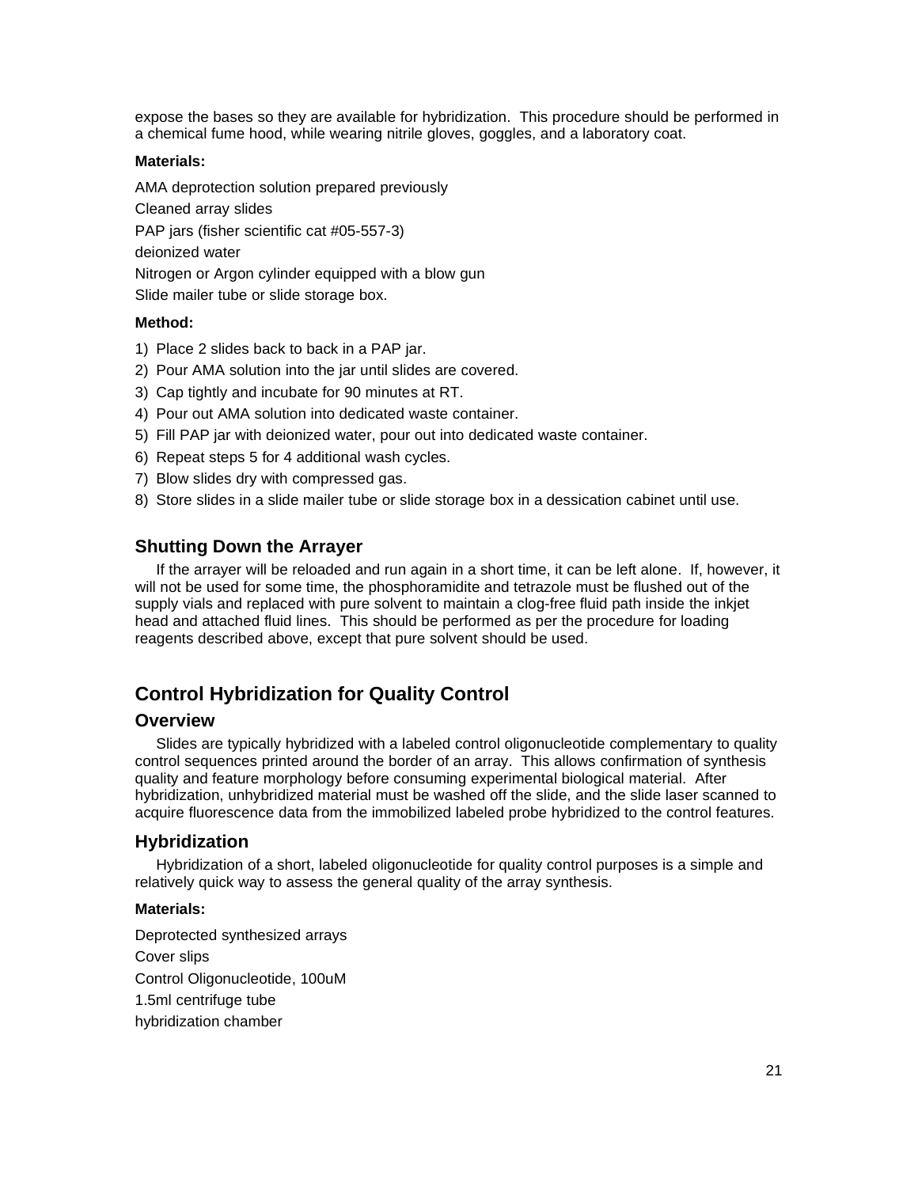expose the bases so they are available for hybridization. This procedure should be performed in a chemical fume hood, while wearing nitrile gloves, goggles, and a laboratory coat.

**Materials:**

AMA deprotection solution prepared previously

Cleaned array slides

PAP jars (fisher scientific cat #05-557-3)

deionized water

Nitrogen or Argon cylinder equipped with a blow gun

Slide mailer tube or slide storage box.

**Method:**

1) Place 2 slides back to back in a PAP jar.
2) Pour AMA solution into the jar until slides are covered.
3) Cap tightly and incubate for 90 minutes at RT.
4) Pour out AMA solution into dedicated waste container.
5) Fill PAP jar with deionized water, pour out into dedicated waste container.
6) Repeat steps 5 for 4 additional wash cycles.
7) Blow slides dry with compressed gas.
8) Store slides in a slide mailer tube or slide storage box in a dessication cabinet until use.

### Shutting Down the Arrayer

If the arrayer will be reloaded and run again in a short time, it can be left alone. If, however, it will not be used for some time, the phosphoramidite and tetrazole must be flushed out of the supply vials and replaced with pure solvent to maintain a clog-free fluid path inside the inkjet head and attached fluid lines. This should be performed as per the procedure for loading reagents described above, except that pure solvent should be used.

## Control Hybridization for Quality Control

### Overview

Slides are typically hybridized with a labeled control oligonucleotide complementary to quality control sequences printed around the border of an array. This allows confirmation of synthesis quality and feature morphology before consuming experimental biological material. After hybridization, unhybridized material must be washed off the slide, and the slide laser scanned to acquire fluorescence data from the immobilized labeled probe hybridized to the control features.

### Hybridization

Hybridization of a short, labeled oligonucleotide for quality control purposes is a simple and relatively quick way to assess the general quality of the array synthesis.

**Materials:**

Deprotected synthesized arrays

Cover slips

Control Oligonucleotide, 100uM

1.5ml centrifuge tube

hybridization chamber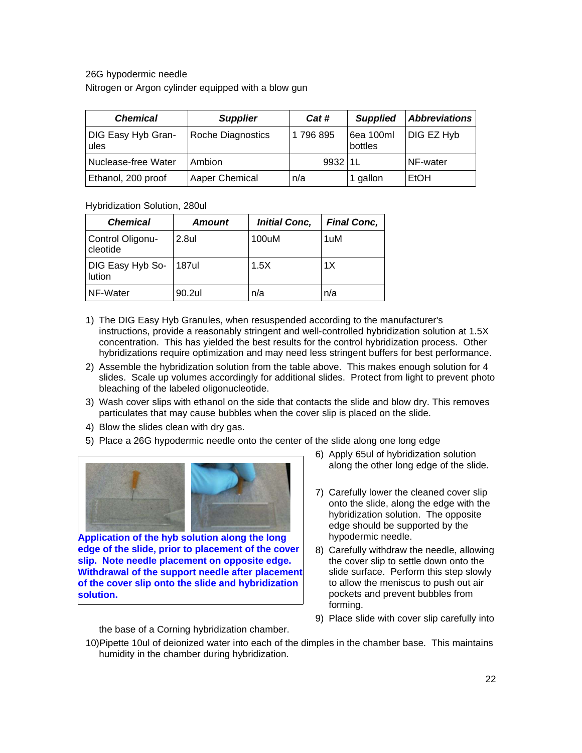26G hypodermic needle
Nitrogen or Argon cylinder equipped with a blow gun

| ***Chemical*** | ***Supplier*** | ***Cat #*** | ***Supplied*** | ***Abbreviations*** |
|---|---|---|---|---|
| DIG Easy Hyb Granules | Roche Diagnostics | 1 796 895 | 6ea 100ml bottles | DIG EZ Hyb |
| Nuclease-free Water | Ambion | 9932 | 1L | NF-water |
| Ethanol, 200 proof | Aaper Chemical | n/a | 1 gallon | EtOH |

Hybridization Solution, 280ul

| ***Chemical*** | ***Amount*** | ***Initial Conc,*** | ***Final Conc,*** |
|---|---|---|---|
| Control Oligonucleotide | 2.8ul | 100uM | 1uM |
| DIG Easy Hyb Solution | 187ul | 1.5X | 1X |
| NF-Water | 90.2ul | n/a | n/a |

1) The DIG Easy Hyb Granules, when resuspended according to the manufacturer's instructions, provide a reasonably stringent and well-controlled hybridization solution at 1.5X concentration. This has yielded the best results for the control hybridization process. Other hybridizations require optimization and may need less stringent buffers for best performance.
2) Assemble the hybridization solution from the table above. This makes enough solution for 4 slides. Scale up volumes accordingly for additional slides. Protect from light to prevent photo bleaching of the labeled oligonucleotide.
3) Wash cover slips with ethanol on the side that contacts the slide and blow dry. This removes particulates that may cause bubbles when the cover slip is placed on the slide.
4) Blow the slides clean with dry gas.
5) Place a 26G hypodermic needle onto the center of the slide along one long edge
6) Apply 65ul of hybridization solution along the other long edge of the slide.
7) Carefully lower the cleaned cover slip onto the slide, along the edge with the hybridization solution. The opposite edge should be supported by the hypodermic needle.
8) Carefully withdraw the needle, allowing the cover slip to settle down onto the slide surface. Perform this step slowly to allow the meniscus to push out air pockets and prevent bubbles from forming.
9) Place slide with cover slip carefully into the base of a Corning hybridization chamber.
10) Pipette 10ul of deionized water into each of the dimples in the chamber base. This maintains humidity in the chamber during hybridization.

**Application of the hyb solution along the long edge of the slide, prior to placement of the cover slip. Note needle placement on opposite edge. Withdrawal of the support needle after placement of the cover slip onto the slide and hybridization solution.**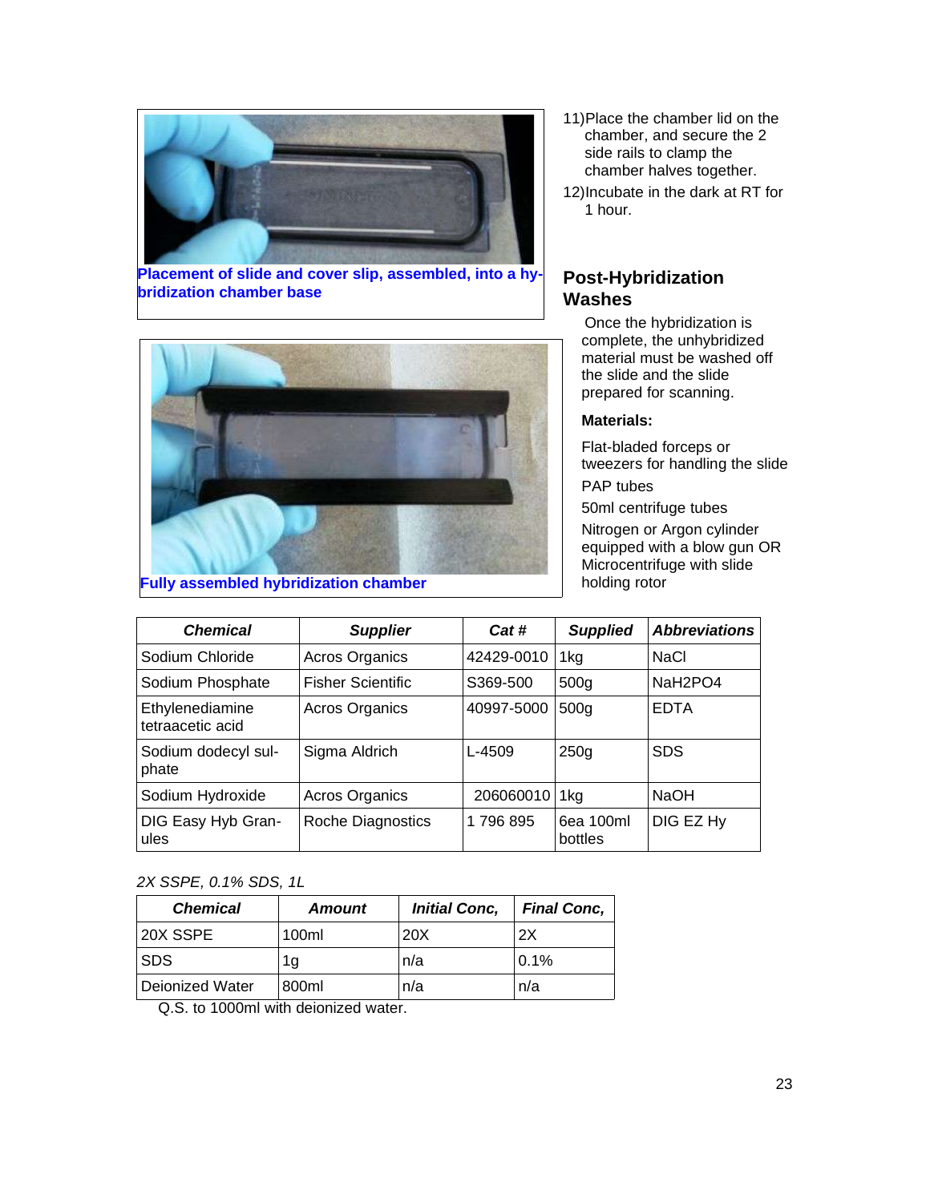Placement of slide and cover slip, assembled, into a hybridization chamber base

Fully assembled hybridization chamber

11) Place the chamber lid on the chamber, and secure the 2 side rails to clamp the chamber halves together.

12) Incubate in the dark at RT for 1 hour.

## Post-Hybridization Washes

Once the hybridization is complete, the unhybridized material must be washed off the slide and the slide prepared for scanning.

**Materials:**

Flat-bladed forceps or tweezers for handling the slide

PAP tubes

50ml centrifuge tubes

Nitrogen or Argon cylinder equipped with a blow gun OR Microcentrifuge with slide holding rotor

| ***Chemical*** | ***Supplier*** | ***Cat #*** | ***Supplied*** | ***Abbreviations*** |
|---|---|---|---|---|
| Sodium Chloride | Acros Organics | 42429-0010 | 1kg | NaCl |
| Sodium Phosphate | Fisher Scientific | S369-500 | 500g | NaH2PO4 |
| Ethylenediamine tetraacetic acid | Acros Organics | 40997-5000 | 500g | EDTA |
| Sodium dodecyl sulphate | Sigma Aldrich | L-4509 | 250g | SDS |
| Sodium Hydroxide | Acros Organics | 206060010 | 1kg | NaOH |
| DIG Easy Hyb Granules | Roche Diagnostics | 1 796 895 | 6ea 100ml bottles | DIG EZ Hy |

*2X SSPE, 0.1% SDS, 1L*

| ***Chemical*** | ***Amount*** | ***Initial Conc,*** | ***Final Conc,*** |
|---|---|---|---|
| 20X SSPE | 100ml | 20X | 2X |
| SDS | 1g | n/a | 0.1% |
| Deionized Water | 800ml | n/a | n/a |

Q.S. to 1000ml with deionized water.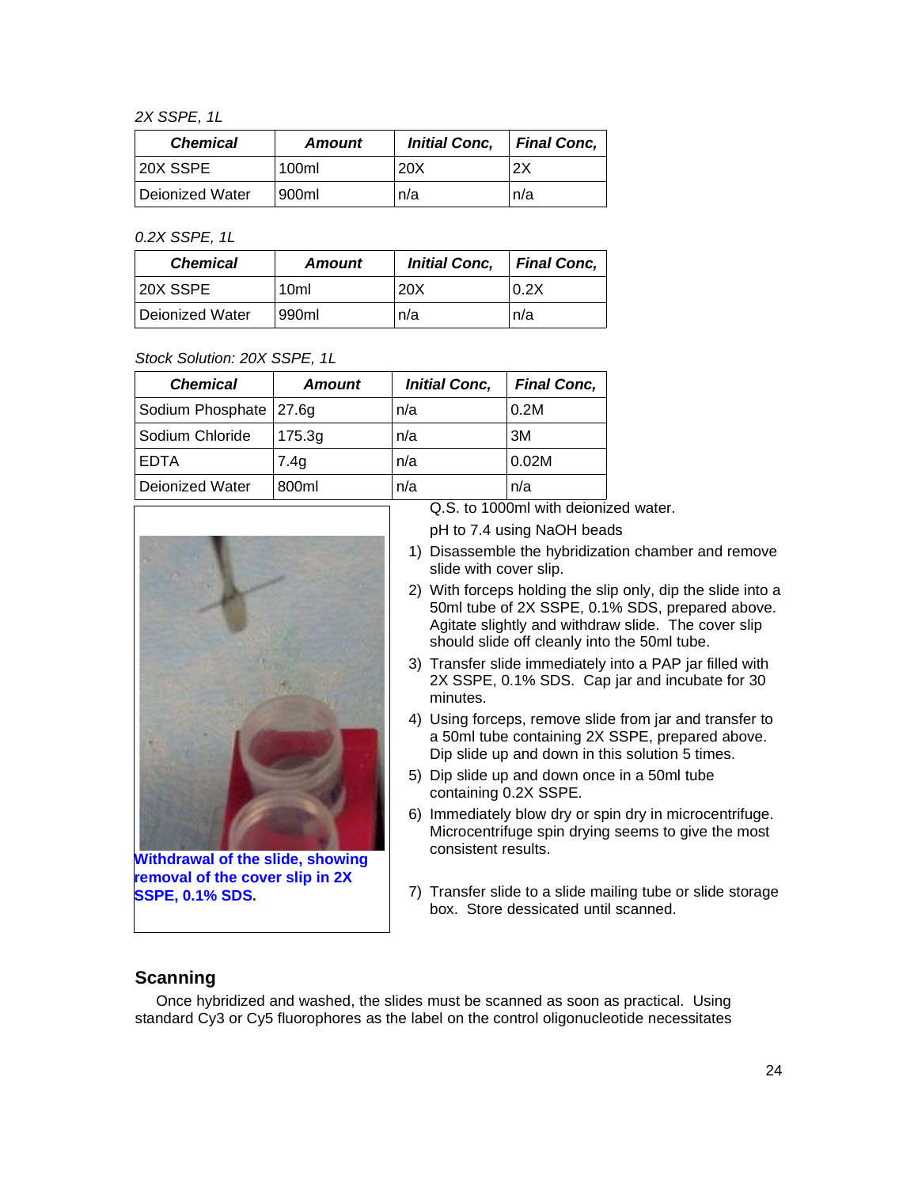*2X SSPE, 1L*

| ***Chemical*** | ***Amount*** | ***Initial Conc,*** | ***Final Conc,*** |
|---|---|---|---|
| 20X SSPE | 100ml | 20X | 2X |
| Deionized Water | 900ml | n/a | n/a |

*0.2X SSPE, 1L*

| ***Chemical*** | ***Amount*** | ***Initial Conc,*** | ***Final Conc,*** |
|---|---|---|---|
| 20X SSPE | 10ml | 20X | 0.2X |
| Deionized Water | 990ml | n/a | n/a |

*Stock Solution: 20X SSPE, 1L*

| ***Chemical*** | ***Amount*** | ***Initial Conc,*** | ***Final Conc,*** |
|---|---|---|---|
| Sodium Phosphate | 27.6g | n/a | 0.2M |
| Sodium Chloride | 175.3g | n/a | 3M |
| EDTA | 7.4g | n/a | 0.02M |
| Deionized Water | 800ml | n/a | n/a |

Q.S. to 1000ml with deionized water.

pH to 7.4 using NaOH beads

1) Disassemble the hybridization chamber and remove slide with cover slip.
2) With forceps holding the slip only, dip the slide into a 50ml tube of 2X SSPE, 0.1% SDS, prepared above. Agitate slightly and withdraw slide. The cover slip should slide off cleanly into the 50ml tube.
3) Transfer slide immediately into a PAP jar filled with 2X SSPE, 0.1% SDS. Cap jar and incubate for 30 minutes.
4) Using forceps, remove slide from jar and transfer to a 50ml tube containing 2X SSPE, prepared above. Dip slide up and down in this solution 5 times.
5) Dip slide up and down once in a 50ml tube containing 0.2X SSPE.
6) Immediately blow dry or spin dry in microcentrifuge. Microcentrifuge spin drying seems to give the most consistent results.
7) Transfer slide to a slide mailing tube or slide storage box. Store dessicated until scanned.

**Withdrawal of the slide, showing removal of the cover slip in 2X SSPE, 0.1% SDS.**

## Scanning

Once hybridized and washed, the slides must be scanned as soon as practical. Using standard Cy3 or Cy5 fluorophores as the label on the control oligonucleotide necessitates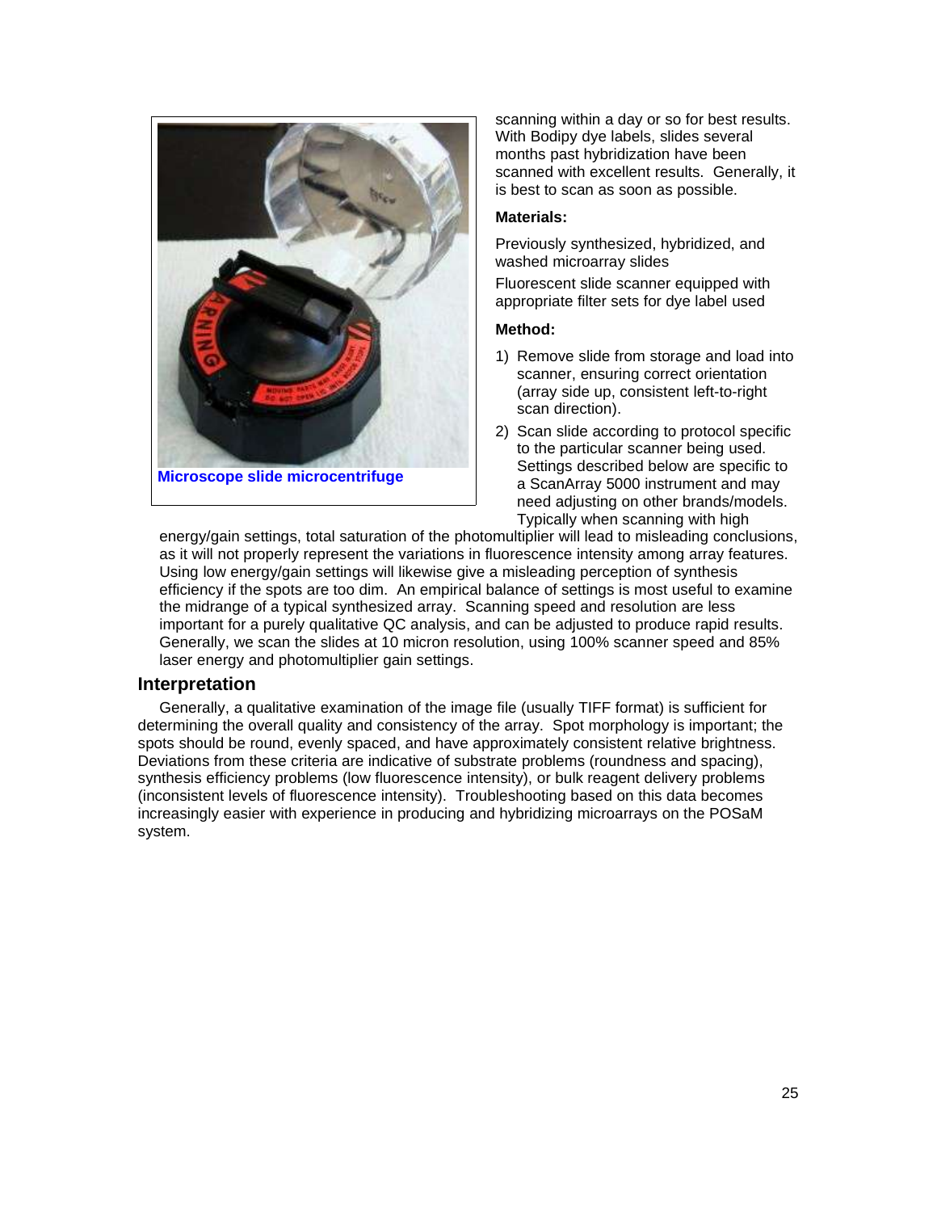Microscope slide microcentrifuge

scanning within a day or so for best results. With Bodipy dye labels, slides several months past hybridization have been scanned with excellent results. Generally, it is best to scan as soon as possible.

**Materials:**

Previously synthesized, hybridized, and washed microarray slides

Fluorescent slide scanner equipped with appropriate filter sets for dye label used

**Method:**

1) Remove slide from storage and load into scanner, ensuring correct orientation (array side up, consistent left-to-right scan direction).
2) Scan slide according to protocol specific to the particular scanner being used. Settings described below are specific to a ScanArray 5000 instrument and may need adjusting on other brands/models. Typically when scanning with high energy/gain settings, total saturation of the photomultiplier will lead to misleading conclusions, as it will not properly represent the variations in fluorescence intensity among array features. Using low energy/gain settings will likewise give a misleading perception of synthesis efficiency if the spots are too dim. An empirical balance of settings is most useful to examine the midrange of a typical synthesized array. Scanning speed and resolution are less important for a purely qualitative QC analysis, and can be adjusted to produce rapid results. Generally, we scan the slides at 10 micron resolution, using 100% scanner speed and 85% laser energy and photomultiplier gain settings.

## Interpretation

Generally, a qualitative examination of the image file (usually TIFF format) is sufficient for determining the overall quality and consistency of the array. Spot morphology is important; the spots should be round, evenly spaced, and have approximately consistent relative brightness. Deviations from these criteria are indicative of substrate problems (roundness and spacing), synthesis efficiency problems (low fluorescence intensity), or bulk reagent delivery problems (inconsistent levels of fluorescence intensity). Troubleshooting based on this data becomes increasingly easier with experience in producing and hybridizing microarrays on the POSaM system.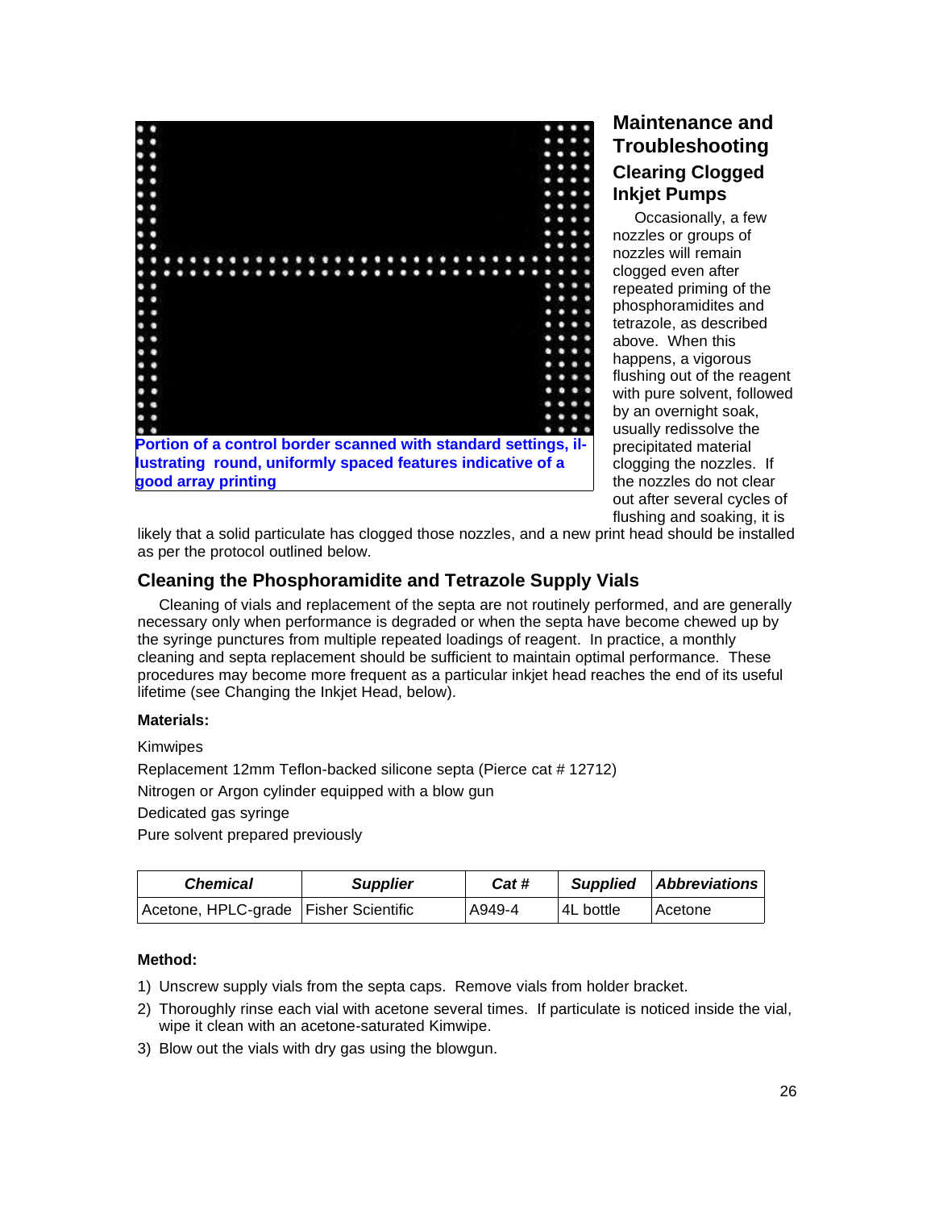Portion of a control border scanned with standard settings, illustrating round, uniformly spaced features indicative of a good array printing

## Maintenance and Troubleshooting

### Clearing Clogged Inkjet Pumps

Occasionally, a few nozzles or groups of nozzles will remain clogged even after repeated priming of the phosphoramidites and tetrazole, as described above. When this happens, a vigorous flushing out of the reagent with pure solvent, followed by an overnight soak, usually redissolve the precipitated material clogging the nozzles. If the nozzles do not clear out after several cycles of flushing and soaking, it is likely that a solid particulate has clogged those nozzles, and a new print head should be installed as per the protocol outlined below.

### Cleaning the Phosphoramidite and Tetrazole Supply Vials

Cleaning of vials and replacement of the septa are not routinely performed, and are generally necessary only when performance is degraded or when the septa have become chewed up by the syringe punctures from multiple repeated loadings of reagent. In practice, a monthly cleaning and septa replacement should be sufficient to maintain optimal performance. These procedures may become more frequent as a particular inkjet head reaches the end of its useful lifetime (see Changing the Inkjet Head, below).

**Materials:**

Kimwipes

Replacement 12mm Teflon-backed silicone septa (Pierce cat # 12712)

Nitrogen or Argon cylinder equipped with a blow gun

Dedicated gas syringe

Pure solvent prepared previously

| ***Chemical*** | ***Supplier*** | ***Cat #*** | ***Supplied*** | ***Abbreviations*** |
|---|---|---|---|---|
| Acetone, HPLC-grade | Fisher Scientific | A949-4 | 4L bottle | Acetone |

**Method:**

1) Unscrew supply vials from the septa caps. Remove vials from holder bracket.
2) Thoroughly rinse each vial with acetone several times. If particulate is noticed inside the vial, wipe it clean with an acetone-saturated Kimwipe.
3) Blow out the vials with dry gas using the blowgun.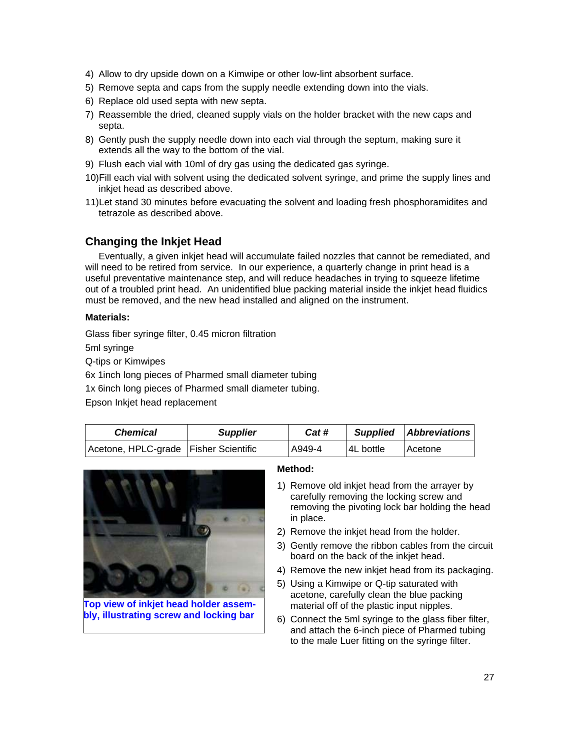4) Allow to dry upside down on a Kimwipe or other low-lint absorbent surface.
5) Remove septa and caps from the supply needle extending down into the vials.
6) Replace old used septa with new septa.
7) Reassemble the dried, cleaned supply vials on the holder bracket with the new caps and septa.
8) Gently push the supply needle down into each vial through the septum, making sure it extends all the way to the bottom of the vial.
9) Flush each vial with 10ml of dry gas using the dedicated gas syringe.
10) Fill each vial with solvent using the dedicated solvent syringe, and prime the supply lines and inkjet head as described above.
11) Let stand 30 minutes before evacuating the solvent and loading fresh phosphoramidites and tetrazole as described above.

## Changing the Inkjet Head

Eventually, a given inkjet head will accumulate failed nozzles that cannot be remediated, and will need to be retired from service. In our experience, a quarterly change in print head is a useful preventative maintenance step, and will reduce headaches in trying to squeeze lifetime out of a troubled print head. An unidentified blue packing material inside the inkjet head fluidics must be removed, and the new head installed and aligned on the instrument.

**Materials:**

Glass fiber syringe filter, 0.45 micron filtration

5ml syringe

Q-tips or Kimwipes

6x 1inch long pieces of Pharmed small diameter tubing

1x 6inch long pieces of Pharmed small diameter tubing.

Epson Inkjet head replacement

| ***Chemical*** | ***Supplier*** | ***Cat #*** | ***Supplied*** | ***Abbreviations*** |
|---|---|---|---|---|
| Acetone, HPLC-grade | Fisher Scientific | A949-4 | 4L bottle | Acetone |

**Top view of inkjet head holder assembly, illustrating screw and locking bar**

**Method:**

1) Remove old inkjet head from the arrayer by carefully removing the locking screw and removing the pivoting lock bar holding the head in place.
2) Remove the inkjet head from the holder.
3) Gently remove the ribbon cables from the circuit board on the back of the inkjet head.
4) Remove the new inkjet head from its packaging.
5) Using a Kimwipe or Q-tip saturated with acetone, carefully clean the blue packing material off of the plastic input nipples.
6) Connect the 5ml syringe to the glass fiber filter, and attach the 6-inch piece of Pharmed tubing to the male Luer fitting on the syringe filter.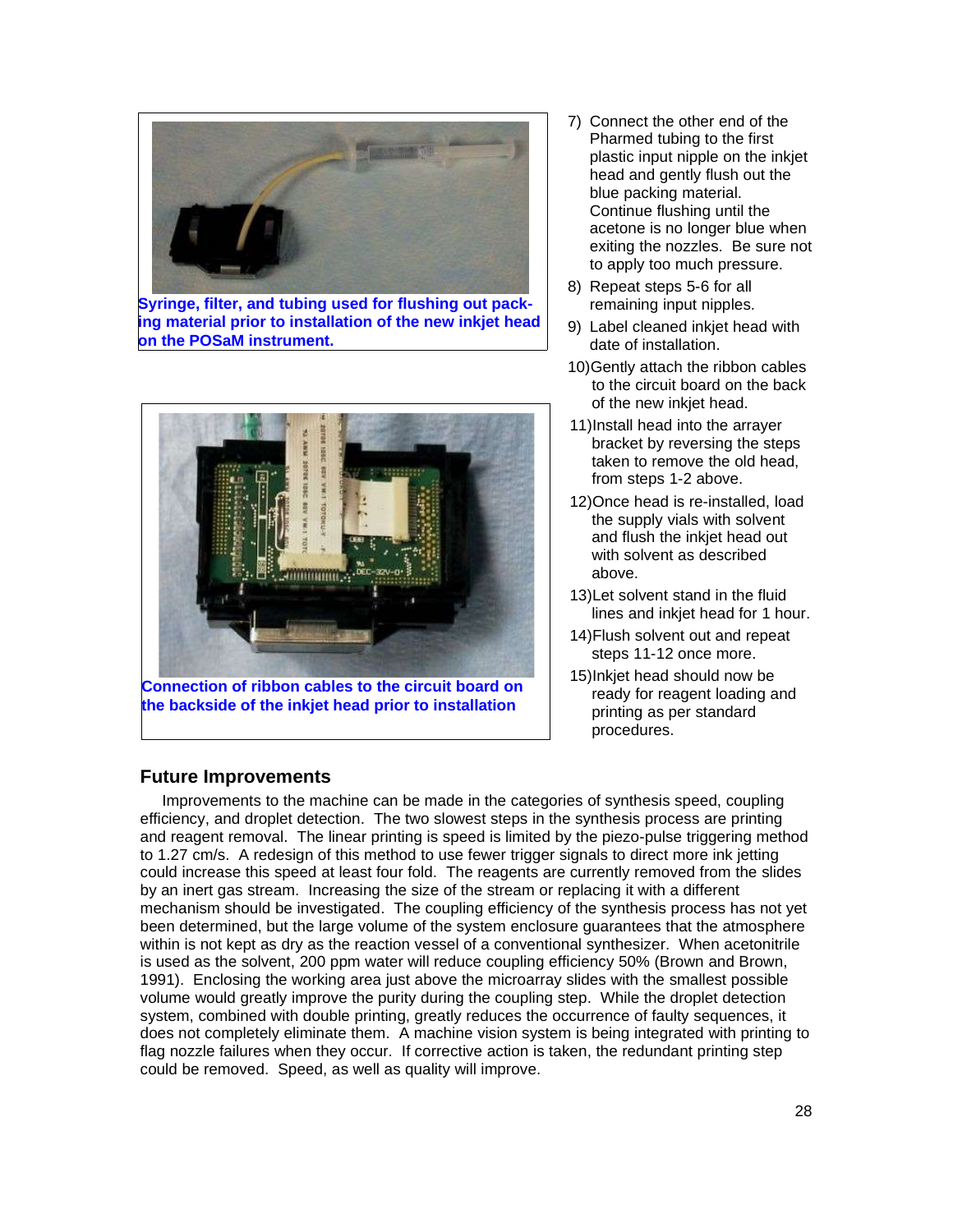Syringe, filter, and tubing used for flushing out packing material prior to installation of the new inkjet head on the POSaM instrument.

Connection of ribbon cables to the circuit board on the backside of the inkjet head prior to installation

7) Connect the other end of the Pharmed tubing to the first plastic input nipple on the inkjet head and gently flush out the blue packing material. Continue flushing until the acetone is no longer blue when exiting the nozzles. Be sure not to apply too much pressure.
8) Repeat steps 5-6 for all remaining input nipples.
9) Label cleaned inkjet head with date of installation.
10) Gently attach the ribbon cables to the circuit board on the back of the new inkjet head.
11) Install head into the arrayer bracket by reversing the steps taken to remove the old head, from steps 1-2 above.
12) Once head is re-installed, load the supply vials with solvent and flush the inkjet head out with solvent as described above.
13) Let solvent stand in the fluid lines and inkjet head for 1 hour.
14) Flush solvent out and repeat steps 11-12 once more.
15) Inkjet head should now be ready for reagent loading and printing as per standard procedures.

## Future Improvements

Improvements to the machine can be made in the categories of synthesis speed, coupling efficiency, and droplet detection. The two slowest steps in the synthesis process are printing and reagent removal. The linear printing is speed is limited by the piezo-pulse triggering method to 1.27 cm/s. A redesign of this method to use fewer trigger signals to direct more ink jetting could increase this speed at least four fold. The reagents are currently removed from the slides by an inert gas stream. Increasing the size of the stream or replacing it with a different mechanism should be investigated. The coupling efficiency of the synthesis process has not yet been determined, but the large volume of the system enclosure guarantees that the atmosphere within is not kept as dry as the reaction vessel of a conventional synthesizer. When acetonitrile is used as the solvent, 200 ppm water will reduce coupling efficiency 50% (Brown and Brown, 1991). Enclosing the working area just above the microarray slides with the smallest possible volume would greatly improve the purity during the coupling step. While the droplet detection system, combined with double printing, greatly reduces the occurrence of faulty sequences, it does not completely eliminate them. A machine vision system is being integrated with printing to flag nozzle failures when they occur. If corrective action is taken, the redundant printing step could be removed. Speed, as well as quality will improve.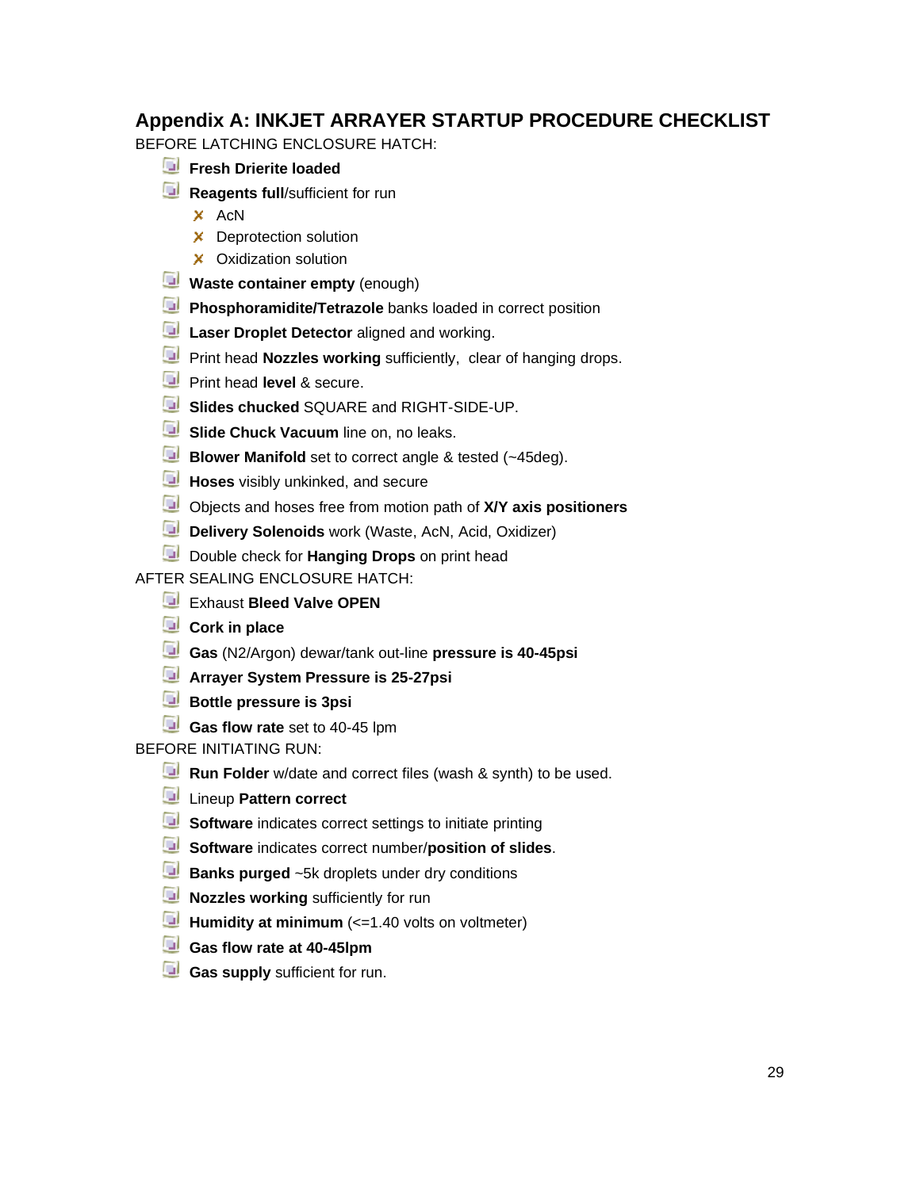## Appendix A: INKJET ARRAYER STARTUP PROCEDURE CHECKLIST

BEFORE LATCHING ENCLOSURE HATCH:

- **Fresh Drierite loaded**
- **Reagents full**/sufficient for run
  - AcN
  - Deprotection solution
  - Oxidization solution
- **Waste container empty** (enough)
- **Phosphoramidite/Tetrazole** banks loaded in correct position
- **Laser Droplet Detector** aligned and working.
- Print head **Nozzles working** sufficiently, clear of hanging drops.
- Print head **level** & secure.
- **Slides chucked** SQUARE and RIGHT-SIDE-UP.
- **Slide Chuck Vacuum** line on, no leaks.
- **Blower Manifold** set to correct angle & tested (~45deg).
- **Hoses** visibly unkinked, and secure
- Objects and hoses free from motion path of **X/Y axis positioners**
- **Delivery Solenoids** work (Waste, AcN, Acid, Oxidizer)
- Double check for **Hanging Drops** on print head

AFTER SEALING ENCLOSURE HATCH:

- Exhaust **Bleed Valve OPEN**
- **Cork in place**
- **Gas** (N2/Argon) dewar/tank out-line **pressure is 40-45psi**
- **Arrayer System Pressure is 25-27psi**
- **Bottle pressure is 3psi**
- **Gas flow rate** set to 40-45 lpm

BEFORE INITIATING RUN:

- **Run Folder** w/date and correct files (wash & synth) to be used.
- Lineup **Pattern correct**
- **Software** indicates correct settings to initiate printing
- **Software** indicates correct number/**position of slides**.
- **Banks purged** ~5k droplets under dry conditions
- **Nozzles working** sufficiently for run
- **Humidity at minimum** (<=1.40 volts on voltmeter)
- **Gas flow rate at 40-45lpm**
- **Gas supply** sufficient for run.